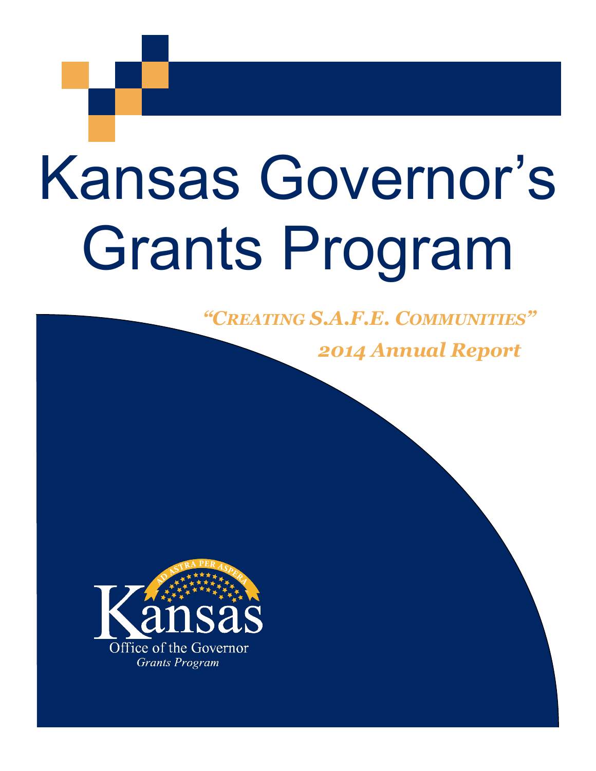# Kansas Governor's Grants Program

***"Creating S.A.F.E. Communities"***

***2014 Annual Report***

AD ASTRA PER ASPERA

Kansas

Office of the Governor

*Grants Program*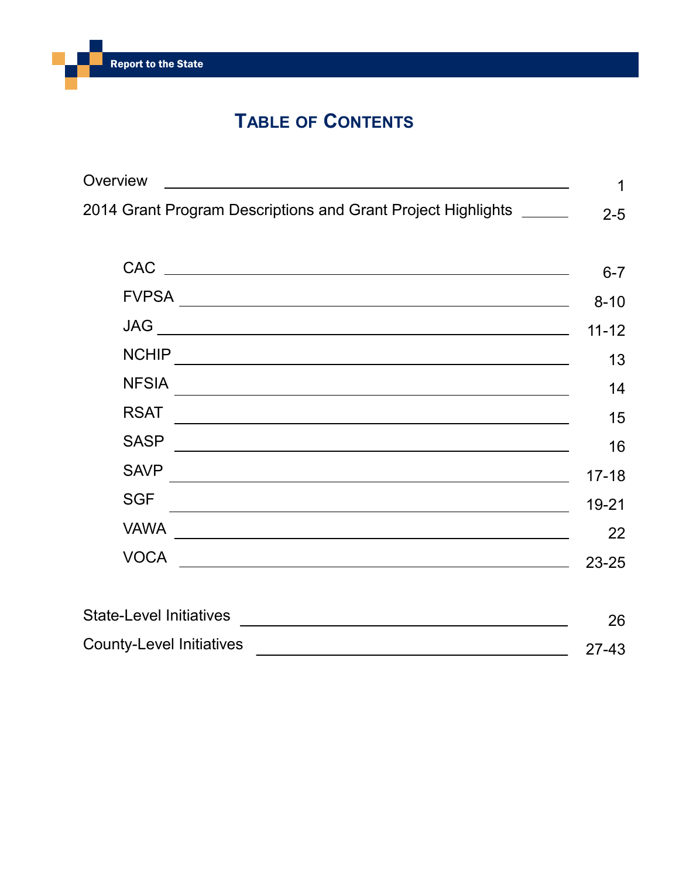# Table of Contents

| | |
|---|---|
| Overview | 1 |
| 2014 Grant Program Descriptions and Grant Project Highlights | 2-5 |
| CAC | 6-7 |
| FVPSA | 8-10 |
| JAG | 11-12 |
| NCHIP | 13 |
| NFSIA | 14 |
| RSAT | 15 |
| SASP | 16 |
| SAVP | 17-18 |
| SGF | 19-21 |
| VAWA | 22 |
| VOCA | 23-25 |
| State-Level Initiatives | 26 |
| County-Level Initiatives | 27-43 |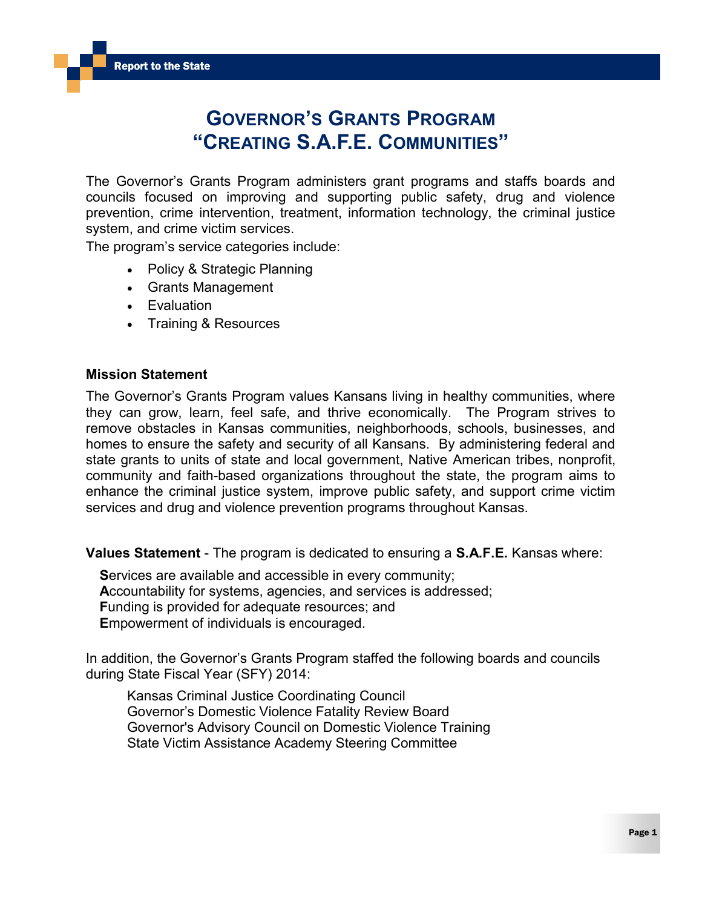# GOVERNOR'S GRANTS PROGRAM "CREATING S.A.F.E. COMMUNITIES"

The Governor's Grants Program administers grant programs and staffs boards and councils focused on improving and supporting public safety, drug and violence prevention, crime intervention, treatment, information technology, the criminal justice system, and crime victim services.

The program's service categories include:

- Policy & Strategic Planning
- Grants Management
- Evaluation
- Training & Resources

**Mission Statement**

The Governor's Grants Program values Kansans living in healthy communities, where they can grow, learn, feel safe, and thrive economically. The Program strives to remove obstacles in Kansas communities, neighborhoods, schools, businesses, and homes to ensure the safety and security of all Kansans. By administering federal and state grants to units of state and local government, Native American tribes, nonprofit, community and faith-based organizations throughout the state, the program aims to enhance the criminal justice system, improve public safety, and support crime victim services and drug and violence prevention programs throughout Kansas.

**Values Statement** - The program is dedicated to ensuring a **S.A.F.E.** Kansas where:

**S**ervices are available and accessible in every community;
**A**ccountability for systems, agencies, and services is addressed;
**F**unding is provided for adequate resources; and
**E**mpowerment of individuals is encouraged.

In addition, the Governor's Grants Program staffed the following boards and councils during State Fiscal Year (SFY) 2014:

Kansas Criminal Justice Coordinating Council
Governor's Domestic Violence Fatality Review Board
Governor's Advisory Council on Domestic Violence Training
State Victim Assistance Academy Steering Committee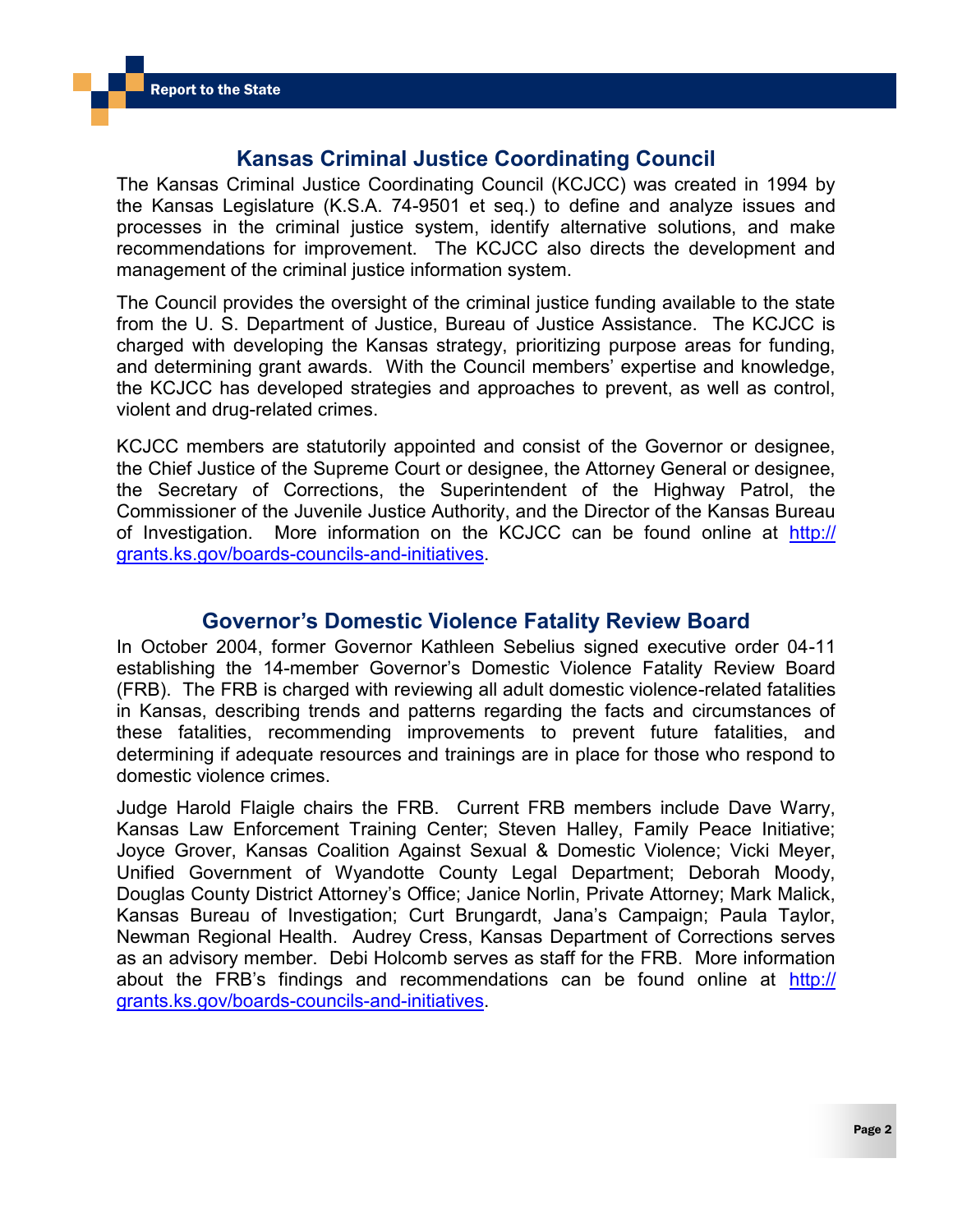## Kansas Criminal Justice Coordinating Council

The Kansas Criminal Justice Coordinating Council (KCJCC) was created in 1994 by the Kansas Legislature (K.S.A. 74-9501 et seq.) to define and analyze issues and processes in the criminal justice system, identify alternative solutions, and make recommendations for improvement. The KCJCC also directs the development and management of the criminal justice information system.

The Council provides the oversight of the criminal justice funding available to the state from the U. S. Department of Justice, Bureau of Justice Assistance. The KCJCC is charged with developing the Kansas strategy, prioritizing purpose areas for funding, and determining grant awards. With the Council members' expertise and knowledge, the KCJCC has developed strategies and approaches to prevent, as well as control, violent and drug-related crimes.

KCJCC members are statutorily appointed and consist of the Governor or designee, the Chief Justice of the Supreme Court or designee, the Attorney General or designee, the Secretary of Corrections, the Superintendent of the Highway Patrol, the Commissioner of the Juvenile Justice Authority, and the Director of the Kansas Bureau of Investigation. More information on the KCJCC can be found online at http://grants.ks.gov/boards-councils-and-initiatives.

## Governor's Domestic Violence Fatality Review Board

In October 2004, former Governor Kathleen Sebelius signed executive order 04-11 establishing the 14-member Governor's Domestic Violence Fatality Review Board (FRB). The FRB is charged with reviewing all adult domestic violence-related fatalities in Kansas, describing trends and patterns regarding the facts and circumstances of these fatalities, recommending improvements to prevent future fatalities, and determining if adequate resources and trainings are in place for those who respond to domestic violence crimes.

Judge Harold Flaigle chairs the FRB. Current FRB members include Dave Warry, Kansas Law Enforcement Training Center; Steven Halley, Family Peace Initiative; Joyce Grover, Kansas Coalition Against Sexual & Domestic Violence; Vicki Meyer, Unified Government of Wyandotte County Legal Department; Deborah Moody, Douglas County District Attorney's Office; Janice Norlin, Private Attorney; Mark Malick, Kansas Bureau of Investigation; Curt Brungardt, Jana's Campaign; Paula Taylor, Newman Regional Health. Audrey Cress, Kansas Department of Corrections serves as an advisory member. Debi Holcomb serves as staff for the FRB. More information about the FRB's findings and recommendations can be found online at http://grants.ks.gov/boards-councils-and-initiatives.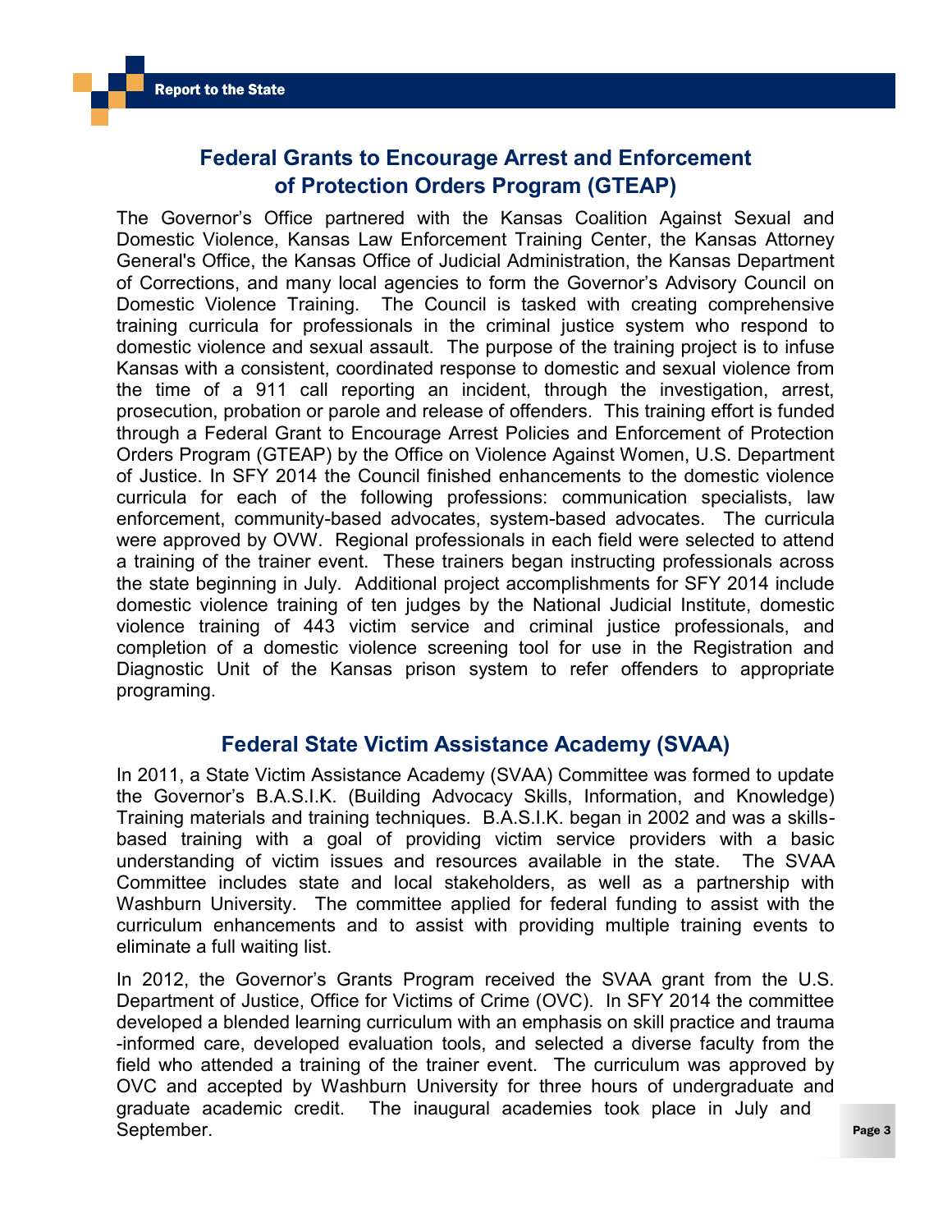## Federal Grants to Encourage Arrest and Enforcement of Protection Orders Program (GTEAP)

The Governor's Office partnered with the Kansas Coalition Against Sexual and Domestic Violence, Kansas Law Enforcement Training Center, the Kansas Attorney General's Office, the Kansas Office of Judicial Administration, the Kansas Department of Corrections, and many local agencies to form the Governor's Advisory Council on Domestic Violence Training. The Council is tasked with creating comprehensive training curricula for professionals in the criminal justice system who respond to domestic violence and sexual assault. The purpose of the training project is to infuse Kansas with a consistent, coordinated response to domestic and sexual violence from the time of a 911 call reporting an incident, through the investigation, arrest, prosecution, probation or parole and release of offenders. This training effort is funded through a Federal Grant to Encourage Arrest Policies and Enforcement of Protection Orders Program (GTEAP) by the Office on Violence Against Women, U.S. Department of Justice. In SFY 2014 the Council finished enhancements to the domestic violence curricula for each of the following professions: communication specialists, law enforcement, community-based advocates, system-based advocates. The curricula were approved by OVW. Regional professionals in each field were selected to attend a training of the trainer event. These trainers began instructing professionals across the state beginning in July. Additional project accomplishments for SFY 2014 include domestic violence training of ten judges by the National Judicial Institute, domestic violence training of 443 victim service and criminal justice professionals, and completion of a domestic violence screening tool for use in the Registration and Diagnostic Unit of the Kansas prison system to refer offenders to appropriate programing.

## Federal State Victim Assistance Academy (SVAA)

In 2011, a State Victim Assistance Academy (SVAA) Committee was formed to update the Governor's B.A.S.I.K. (Building Advocacy Skills, Information, and Knowledge) Training materials and training techniques. B.A.S.I.K. began in 2002 and was a skills-based training with a goal of providing victim service providers with a basic understanding of victim issues and resources available in the state. The SVAA Committee includes state and local stakeholders, as well as a partnership with Washburn University. The committee applied for federal funding to assist with the curriculum enhancements and to assist with providing multiple training events to eliminate a full waiting list.

In 2012, the Governor's Grants Program received the SVAA grant from the U.S. Department of Justice, Office for Victims of Crime (OVC). In SFY 2014 the committee developed a blended learning curriculum with an emphasis on skill practice and trauma-informed care, developed evaluation tools, and selected a diverse faculty from the field who attended a training of the trainer event. The curriculum was approved by OVC and accepted by Washburn University for three hours of undergraduate and graduate academic credit. The inaugural academies took place in July and September.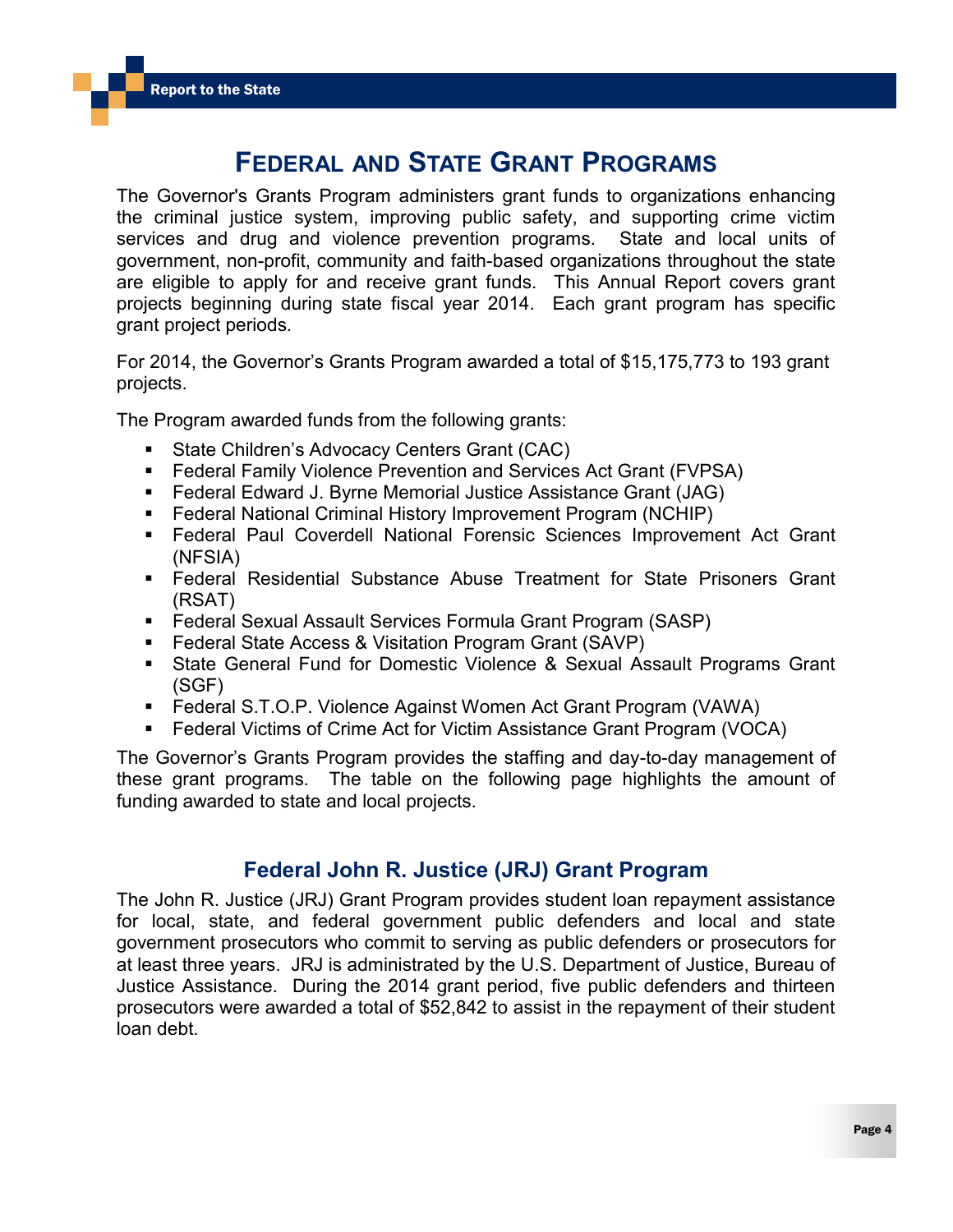# Federal and State Grant Programs

The Governor's Grants Program administers grant funds to organizations enhancing the criminal justice system, improving public safety, and supporting crime victim services and drug and violence prevention programs. State and local units of government, non-profit, community and faith-based organizations throughout the state are eligible to apply for and receive grant funds. This Annual Report covers grant projects beginning during state fiscal year 2014. Each grant program has specific grant project periods.

For 2014, the Governor's Grants Program awarded a total of $15,175,773 to 193 grant projects.

The Program awarded funds from the following grants:

- State Children's Advocacy Centers Grant (CAC)
- Federal Family Violence Prevention and Services Act Grant (FVPSA)
- Federal Edward J. Byrne Memorial Justice Assistance Grant (JAG)
- Federal National Criminal History Improvement Program (NCHIP)
- Federal Paul Coverdell National Forensic Sciences Improvement Act Grant (NFSIA)
- Federal Residential Substance Abuse Treatment for State Prisoners Grant (RSAT)
- Federal Sexual Assault Services Formula Grant Program (SASP)
- Federal State Access & Visitation Program Grant (SAVP)
- State General Fund for Domestic Violence & Sexual Assault Programs Grant (SGF)
- Federal S.T.O.P. Violence Against Women Act Grant Program (VAWA)
- Federal Victims of Crime Act for Victim Assistance Grant Program (VOCA)

The Governor's Grants Program provides the staffing and day-to-day management of these grant programs. The table on the following page highlights the amount of funding awarded to state and local projects.

## Federal John R. Justice (JRJ) Grant Program

The John R. Justice (JRJ) Grant Program provides student loan repayment assistance for local, state, and federal government public defenders and local and state government prosecutors who commit to serving as public defenders or prosecutors for at least three years. JRJ is administrated by the U.S. Department of Justice, Bureau of Justice Assistance. During the 2014 grant period, five public defenders and thirteen prosecutors were awarded a total of $52,842 to assist in the repayment of their student loan debt.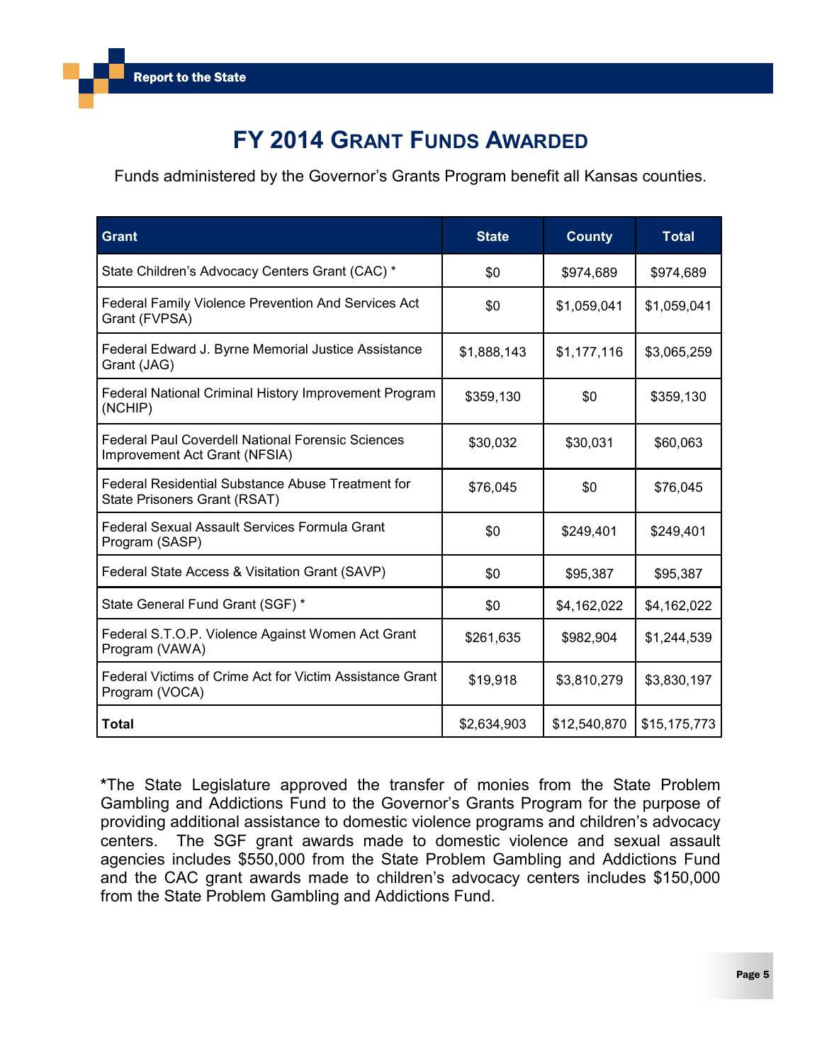# FY 2014 Grant Funds Awarded

Funds administered by the Governor's Grants Program benefit all Kansas counties.

| Grant | State | County | Total |
|---|---|---|---|
| State Children's Advocacy Centers Grant (CAC) * | $0 | $974,689 | $974,689 |
| Federal Family Violence Prevention And Services Act Grant (FVPSA) | $0 | $1,059,041 | $1,059,041 |
| Federal Edward J. Byrne Memorial Justice Assistance Grant (JAG) | $1,888,143 | $1,177,116 | $3,065,259 |
| Federal National Criminal History Improvement Program (NCHIP) | $359,130 | $0 | $359,130 |
| Federal Paul Coverdell National Forensic Sciences Improvement Act Grant (NFSIA) | $30,032 | $30,031 | $60,063 |
| Federal Residential Substance Abuse Treatment for State Prisoners Grant (RSAT) | $76,045 | $0 | $76,045 |
| Federal Sexual Assault Services Formula Grant Program (SASP) | $0 | $249,401 | $249,401 |
| Federal State Access & Visitation Grant (SAVP) | $0 | $95,387 | $95,387 |
| State General Fund Grant (SGF) * | $0 | $4,162,022 | $4,162,022 |
| Federal S.T.O.P. Violence Against Women Act Grant Program (VAWA) | $261,635 | $982,904 | $1,244,539 |
| Federal Victims of Crime Act for Victim Assistance Grant Program (VOCA) | $19,918 | $3,810,279 | $3,830,197 |
| **Total** | $2,634,903 | $12,540,870 | $15,175,773 |

**\***The State Legislature approved the transfer of monies from the State Problem Gambling and Addictions Fund to the Governor's Grants Program for the purpose of providing additional assistance to domestic violence programs and children's advocacy centers. The SGF grant awards made to domestic violence and sexual assault agencies includes $550,000 from the State Problem Gambling and Addictions Fund and the CAC grant awards made to children's advocacy centers includes $150,000 from the State Problem Gambling and Addictions Fund.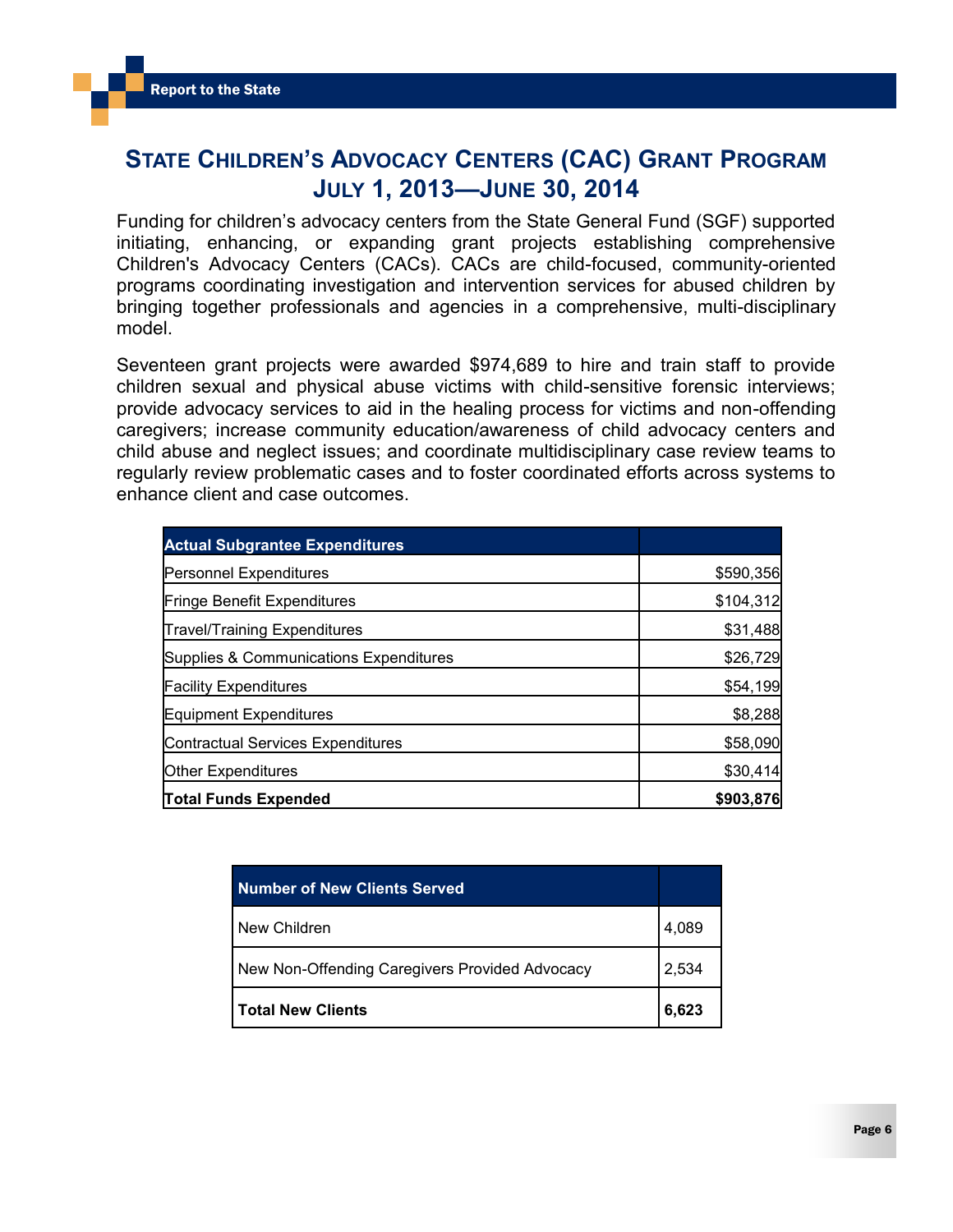# State Children's Advocacy Centers (CAC) Grant Program
## July 1, 2013—June 30, 2014

Funding for children's advocacy centers from the State General Fund (SGF) supported initiating, enhancing, or expanding grant projects establishing comprehensive Children's Advocacy Centers (CACs). CACs are child-focused, community-oriented programs coordinating investigation and intervention services for abused children by bringing together professionals and agencies in a comprehensive, multi-disciplinary model.

Seventeen grant projects were awarded $974,689 to hire and train staff to provide children sexual and physical abuse victims with child-sensitive forensic interviews; provide advocacy services to aid in the healing process for victims and non-offending caregivers; increase community education/awareness of child advocacy centers and child abuse and neglect issues; and coordinate multidisciplinary case review teams to regularly review problematic cases and to foster coordinated efforts across systems to enhance client and case outcomes.

| Actual Subgrantee Expenditures | |
|---|---:|
| Personnel Expenditures | $590,356 |
| Fringe Benefit Expenditures | $104,312 |
| Travel/Training Expenditures | $31,488 |
| Supplies & Communications Expenditures | $26,729 |
| Facility Expenditures | $54,199 |
| Equipment Expenditures | $8,288 |
| Contractual Services Expenditures | $58,090 |
| Other Expenditures | $30,414 |
| **Total Funds Expended** | **$903,876** |

| Number of New Clients Served | |
|---|---|
| New Children | 4,089 |
| New Non-Offending Caregivers Provided Advocacy | 2,534 |
| **Total New Clients** | **6,623** |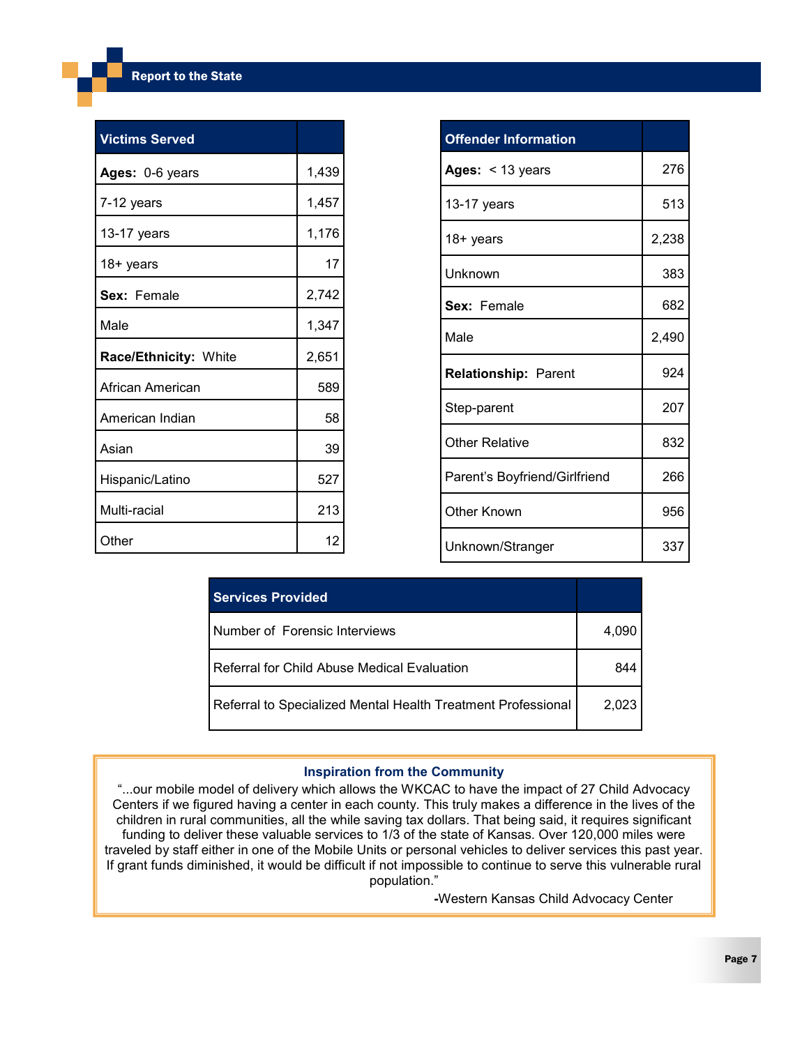| Victims Served | |
|---|---|
| **Ages:** 0-6 years | 1,439 |
| 7-12 years | 1,457 |
| 13-17 years | 1,176 |
| 18+ years | 17 |
| **Sex:** Female | 2,742 |
| Male | 1,347 |
| **Race/Ethnicity:** White | 2,651 |
| African American | 589 |
| American Indian | 58 |
| Asian | 39 |
| Hispanic/Latino | 527 |
| Multi-racial | 213 |
| Other | 12 |

| Offender Information | |
|---|---|
| **Ages:** < 13 years | 276 |
| 13-17 years | 513 |
| 18+ years | 2,238 |
| Unknown | 383 |
| **Sex:** Female | 682 |
| Male | 2,490 |
| **Relationship:** Parent | 924 |
| Step-parent | 207 |
| Other Relative | 832 |
| Parent's Boyfriend/Girlfriend | 266 |
| Other Known | 956 |
| Unknown/Stranger | 337 |

| Services Provided | |
|---|---|
| Number of Forensic Interviews | 4,090 |
| Referral for Child Abuse Medical Evaluation | 844 |
| Referral to Specialized Mental Health Treatment Professional | 2,023 |

### Inspiration from the Community

"...our mobile model of delivery which allows the WKCAC to have the impact of 27 Child Advocacy Centers if we figured having a center in each county. This truly makes a difference in the lives of the children in rural communities, all the while saving tax dollars. That being said, it requires significant funding to deliver these valuable services to 1/3 of the state of Kansas. Over 120,000 miles were traveled by staff either in one of the Mobile Units or personal vehicles to deliver services this past year. If grant funds diminished, it would be difficult if not impossible to continue to serve this vulnerable rural population."

-Western Kansas Child Advocacy Center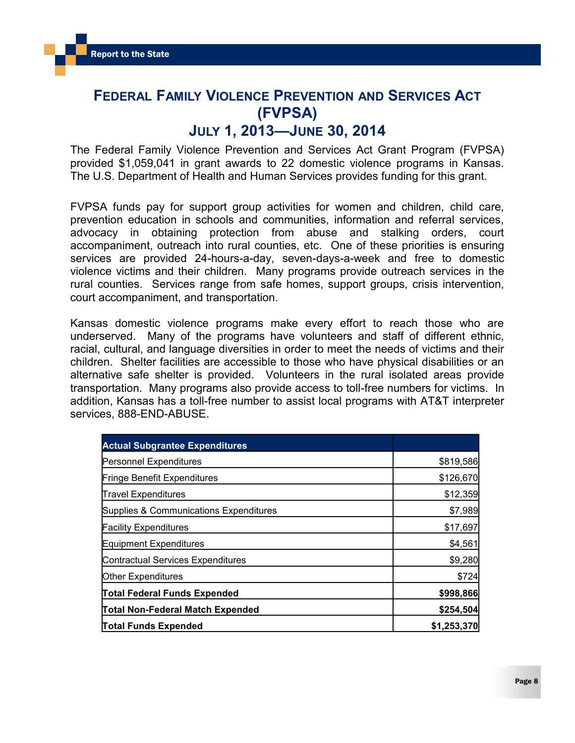# Federal Family Violence Prevention and Services Act (FVPSA)

## July 1, 2013—June 30, 2014

The Federal Family Violence Prevention and Services Act Grant Program (FVPSA) provided $1,059,041 in grant awards to 22 domestic violence programs in Kansas. The U.S. Department of Health and Human Services provides funding for this grant.

FVPSA funds pay for support group activities for women and children, child care, prevention education in schools and communities, information and referral services, advocacy in obtaining protection from abuse and stalking orders, court accompaniment, outreach into rural counties, etc. One of these priorities is ensuring services are provided 24-hours-a-day, seven-days-a-week and free to domestic violence victims and their children. Many programs provide outreach services in the rural counties. Services range from safe homes, support groups, crisis intervention, court accompaniment, and transportation.

Kansas domestic violence programs make every effort to reach those who are underserved. Many of the programs have volunteers and staff of different ethnic, racial, cultural, and language diversities in order to meet the needs of victims and their children. Shelter facilities are accessible to those who have physical disabilities or an alternative safe shelter is provided. Volunteers in the rural isolated areas provide transportation. Many programs also provide access to toll-free numbers for victims. In addition, Kansas has a toll-free number to assist local programs with AT&T interpreter services, 888-END-ABUSE.

| Actual Subgrantee Expenditures | |
|---|---:|
| Personnel Expenditures | $819,586 |
| Fringe Benefit Expenditures | $126,670 |
| Travel Expenditures | $12,359 |
| Supplies & Communications Expenditures | $7,989 |
| Facility Expenditures | $17,697 |
| Equipment Expenditures | $4,561 |
| Contractual Services Expenditures | $9,280 |
| Other Expenditures | $724 |
| **Total Federal Funds Expended** | **$998,866** |
| **Total Non-Federal Match Expended** | **$254,504** |
| **Total Funds Expended** | **$1,253,370** |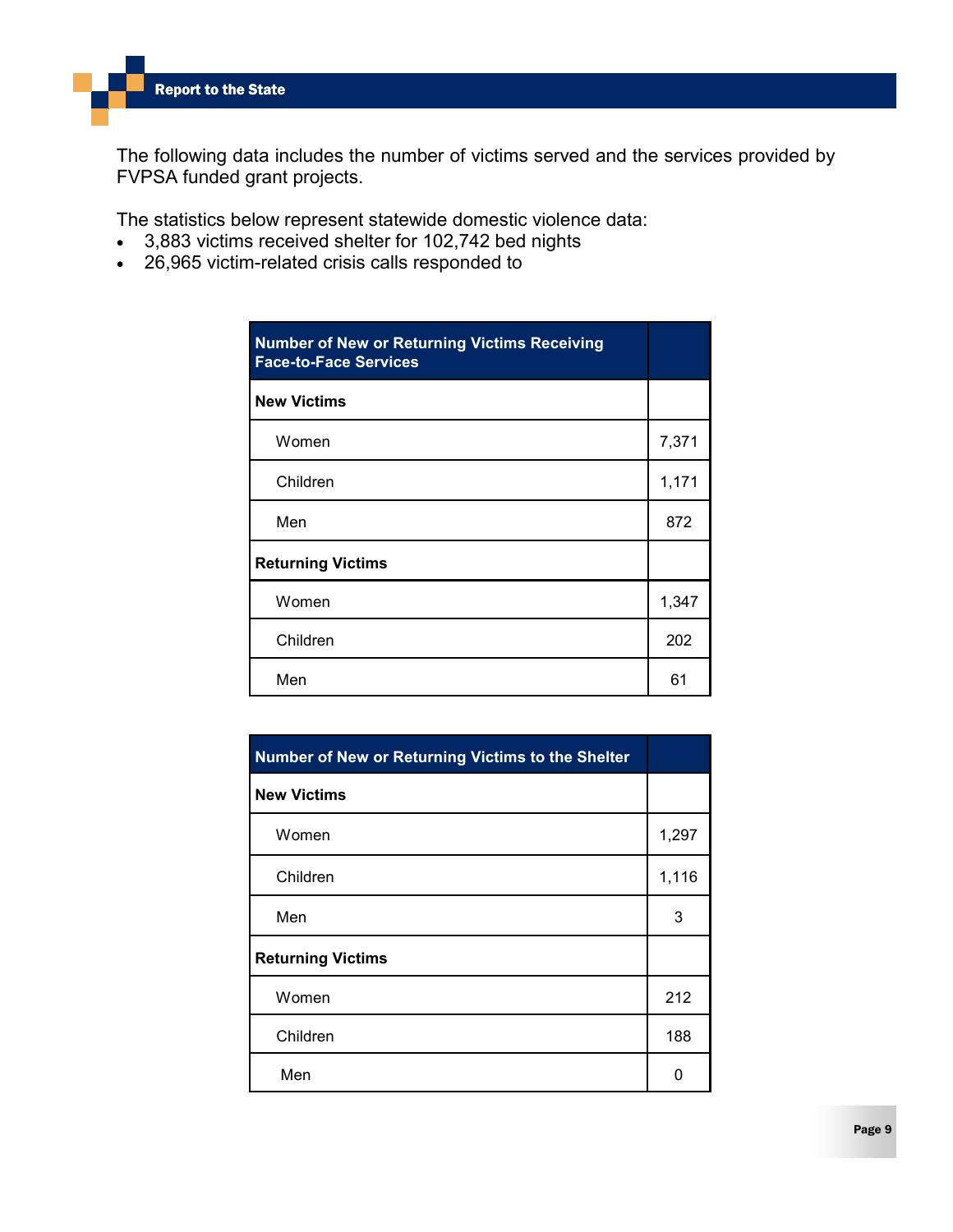The following data includes the number of victims served and the services provided by FVPSA funded grant projects.

The statistics below represent statewide domestic violence data:

- 3,883 victims received shelter for 102,742 bed nights
- 26,965 victim-related crisis calls responded to

| Number of New or Returning Victims Receiving Face-to-Face Services | |
|---|---|
| **New Victims** | |
| Women | 7,371 |
| Children | 1,171 |
| Men | 872 |
| **Returning Victims** | |
| Women | 1,347 |
| Children | 202 |
| Men | 61 |

| Number of New or Returning Victims to the Shelter | |
|---|---|
| **New Victims** | |
| Women | 1,297 |
| Children | 1,116 |
| Men | 3 |
| **Returning Victims** | |
| Women | 212 |
| Children | 188 |
| Men | 0 |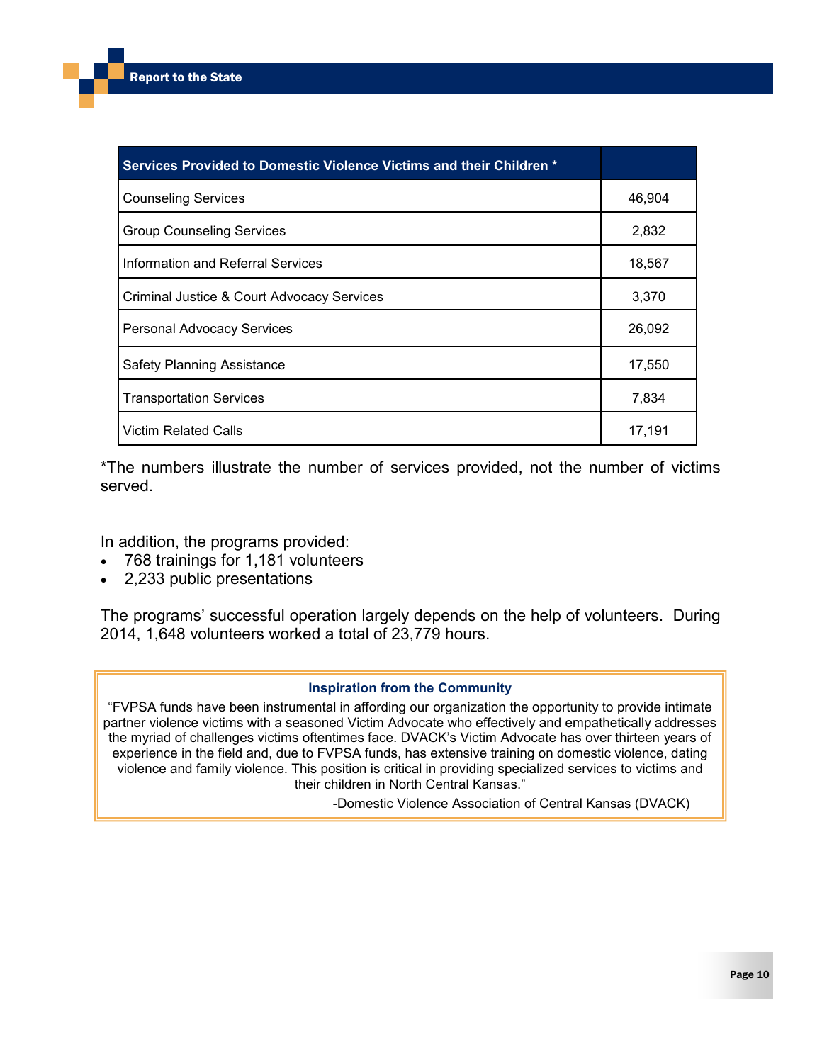| Services Provided to Domestic Violence Victims and their Children * | |
|---|---|
| Counseling Services | 46,904 |
| Group Counseling Services | 2,832 |
| Information and Referral Services | 18,567 |
| Criminal Justice & Court Advocacy Services | 3,370 |
| Personal Advocacy Services | 26,092 |
| Safety Planning Assistance | 17,550 |
| Transportation Services | 7,834 |
| Victim Related Calls | 17,191 |

*The numbers illustrate the number of services provided, not the number of victims served.

In addition, the programs provided:

- 768 trainings for 1,181 volunteers
- 2,233 public presentations

The programs' successful operation largely depends on the help of volunteers. During 2014, 1,648 volunteers worked a total of 23,779 hours.

**Inspiration from the Community**

"FVPSA funds have been instrumental in affording our organization the opportunity to provide intimate partner violence victims with a seasoned Victim Advocate who effectively and empathetically addresses the myriad of challenges victims oftentimes face. DVACK's Victim Advocate has over thirteen years of experience in the field and, due to FVPSA funds, has extensive training on domestic violence, dating violence and family violence. This position is critical in providing specialized services to victims and their children in North Central Kansas."

-Domestic Violence Association of Central Kansas (DVACK)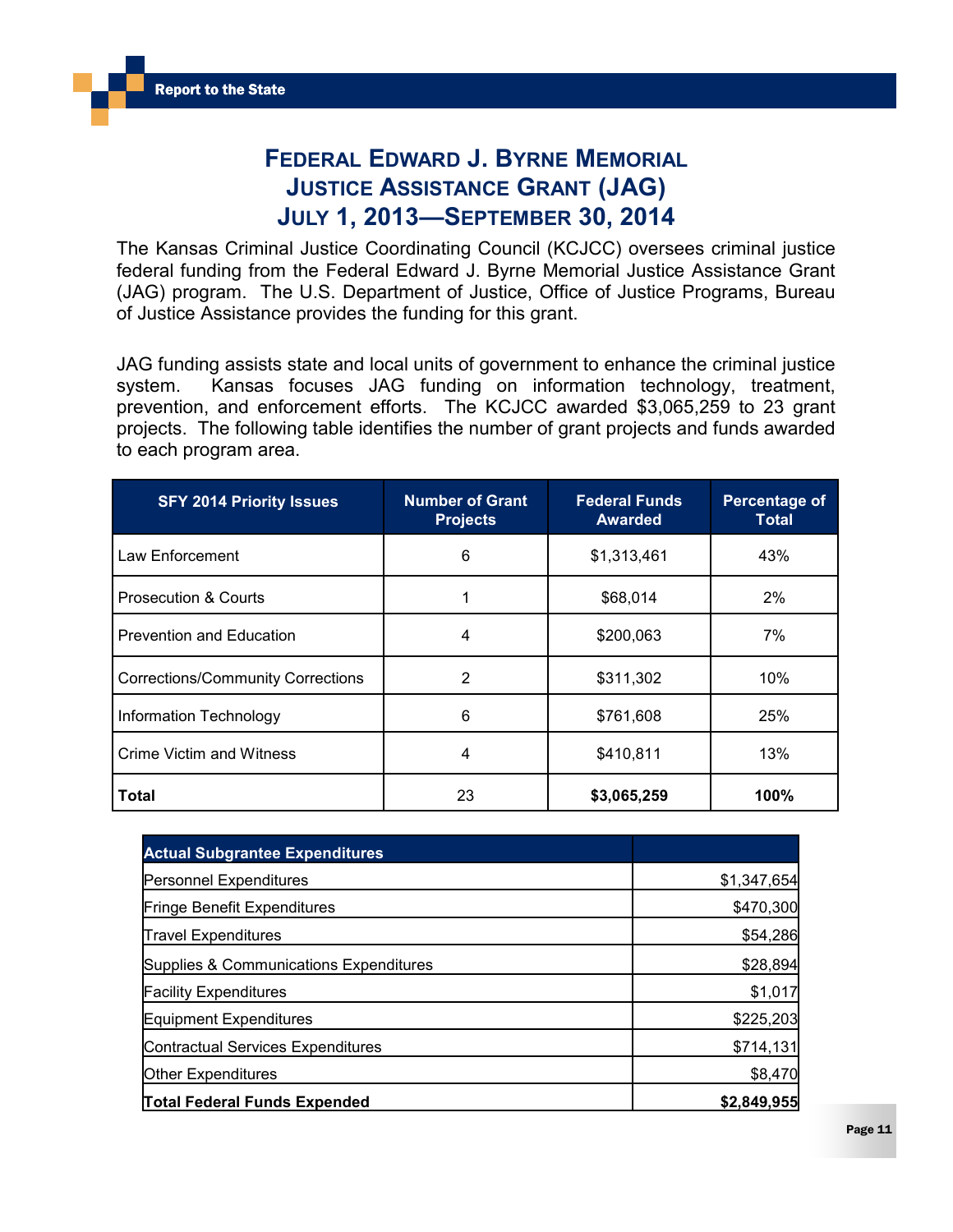# Federal Edward J. Byrne Memorial Justice Assistance Grant (JAG) July 1, 2013—September 30, 2014

The Kansas Criminal Justice Coordinating Council (KCJCC) oversees criminal justice federal funding from the Federal Edward J. Byrne Memorial Justice Assistance Grant (JAG) program. The U.S. Department of Justice, Office of Justice Programs, Bureau of Justice Assistance provides the funding for this grant.

JAG funding assists state and local units of government to enhance the criminal justice system. Kansas focuses JAG funding on information technology, treatment, prevention, and enforcement efforts. The KCJCC awarded $3,065,259 to 23 grant projects. The following table identifies the number of grant projects and funds awarded to each program area.

| SFY 2014 Priority Issues | Number of Grant Projects | Federal Funds Awarded | Percentage of Total |
|---|---|---|---|
| Law Enforcement | 6 | $1,313,461 | 43% |
| Prosecution & Courts | 1 | $68,014 | 2% |
| Prevention and Education | 4 | $200,063 | 7% |
| Corrections/Community Corrections | 2 | $311,302 | 10% |
| Information Technology | 6 | $761,608 | 25% |
| Crime Victim and Witness | 4 | $410,811 | 13% |
| **Total** | 23 | **$3,065,259** | **100%** |

| Actual Subgrantee Expenditures | |
|---|---|
| Personnel Expenditures | $1,347,654 |
| Fringe Benefit Expenditures | $470,300 |
| Travel Expenditures | $54,286 |
| Supplies & Communications Expenditures | $28,894 |
| Facility Expenditures | $1,017 |
| Equipment Expenditures | $225,203 |
| Contractual Services Expenditures | $714,131 |
| Other Expenditures | $8,470 |
| **Total Federal Funds Expended** | **$2,849,955** |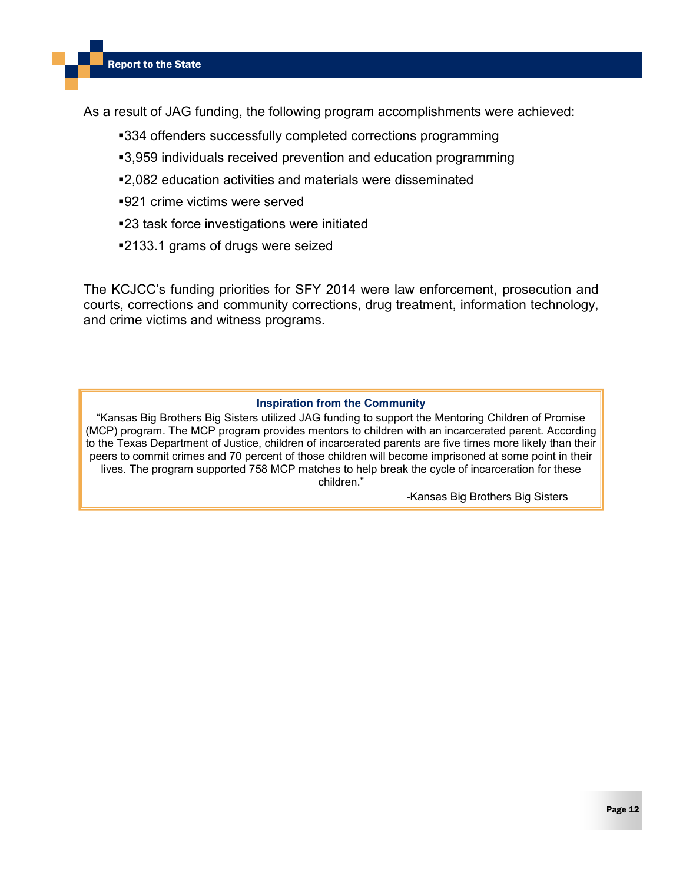As a result of JAG funding, the following program accomplishments were achieved:

- 334 offenders successfully completed corrections programming
- 3,959 individuals received prevention and education programming
- 2,082 education activities and materials were disseminated
- 921 crime victims were served
- 23 task force investigations were initiated
- 2133.1 grams of drugs were seized

The KCJCC's funding priorities for SFY 2014 were law enforcement, prosecution and courts, corrections and community corrections, drug treatment, information technology, and crime victims and witness programs.

**Inspiration from the Community**

"Kansas Big Brothers Big Sisters utilized JAG funding to support the Mentoring Children of Promise (MCP) program. The MCP program provides mentors to children with an incarcerated parent. According to the Texas Department of Justice, children of incarcerated parents are five times more likely than their peers to commit crimes and 70 percent of those children will become imprisoned at some point in their lives. The program supported 758 MCP matches to help break the cycle of incarceration for these children."

-Kansas Big Brothers Big Sisters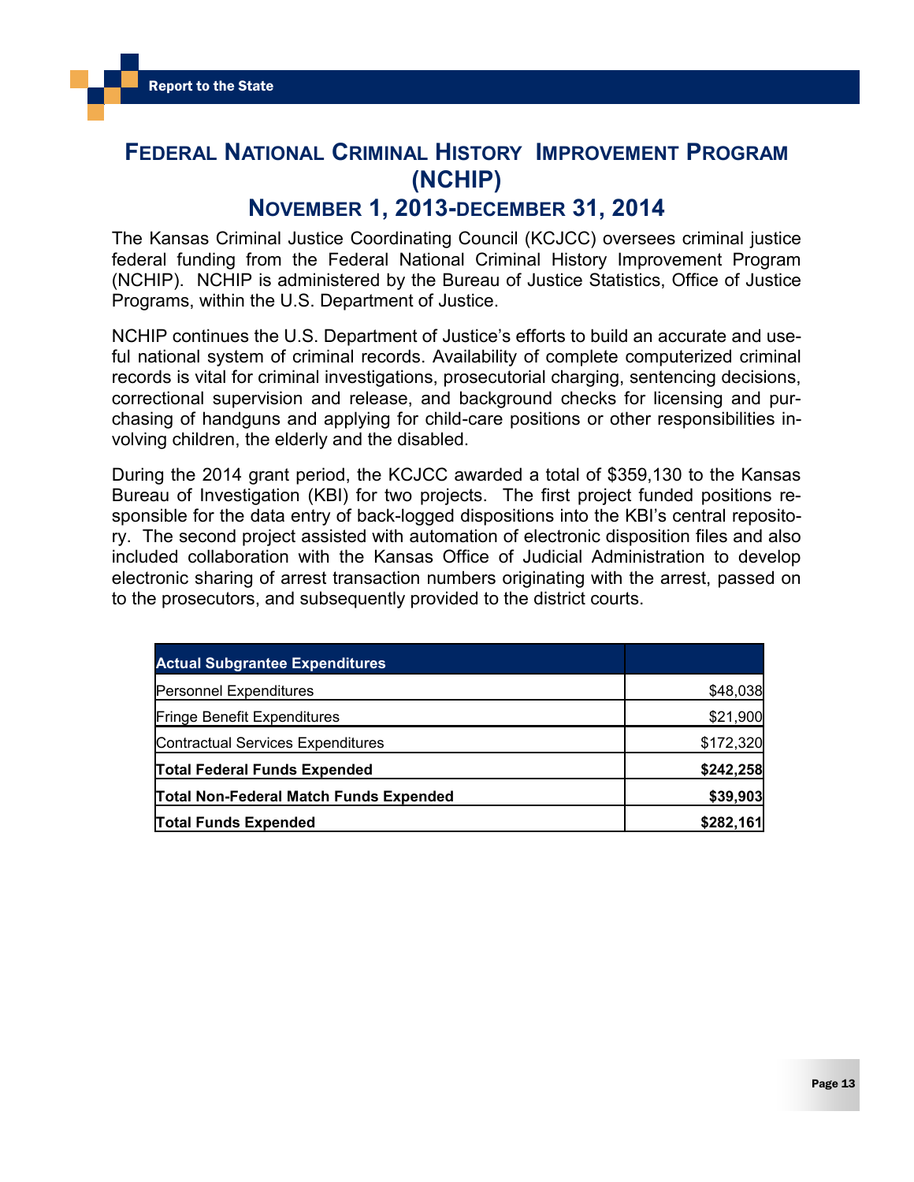# Federal National Criminal History Improvement Program (NCHIP)

## November 1, 2013-December 31, 2014

The Kansas Criminal Justice Coordinating Council (KCJCC) oversees criminal justice federal funding from the Federal National Criminal History Improvement Program (NCHIP). NCHIP is administered by the Bureau of Justice Statistics, Office of Justice Programs, within the U.S. Department of Justice.

NCHIP continues the U.S. Department of Justice's efforts to build an accurate and useful national system of criminal records. Availability of complete computerized criminal records is vital for criminal investigations, prosecutorial charging, sentencing decisions, correctional supervision and release, and background checks for licensing and purchasing of handguns and applying for child-care positions or other responsibilities involving children, the elderly and the disabled.

During the 2014 grant period, the KCJCC awarded a total of $359,130 to the Kansas Bureau of Investigation (KBI) for two projects. The first project funded positions responsible for the data entry of back-logged dispositions into the KBI's central repository. The second project assisted with automation of electronic disposition files and also included collaboration with the Kansas Office of Judicial Administration to develop electronic sharing of arrest transaction numbers originating with the arrest, passed on to the prosecutors, and subsequently provided to the district courts.

| Actual Subgrantee Expenditures | |
|---|---:|
| Personnel Expenditures | $48,038 |
| Fringe Benefit Expenditures | $21,900 |
| Contractual Services Expenditures | $172,320 |
| **Total Federal Funds Expended** | **$242,258** |
| **Total Non-Federal Match Funds Expended** | **$39,903** |
| **Total Funds Expended** | **$282,161** |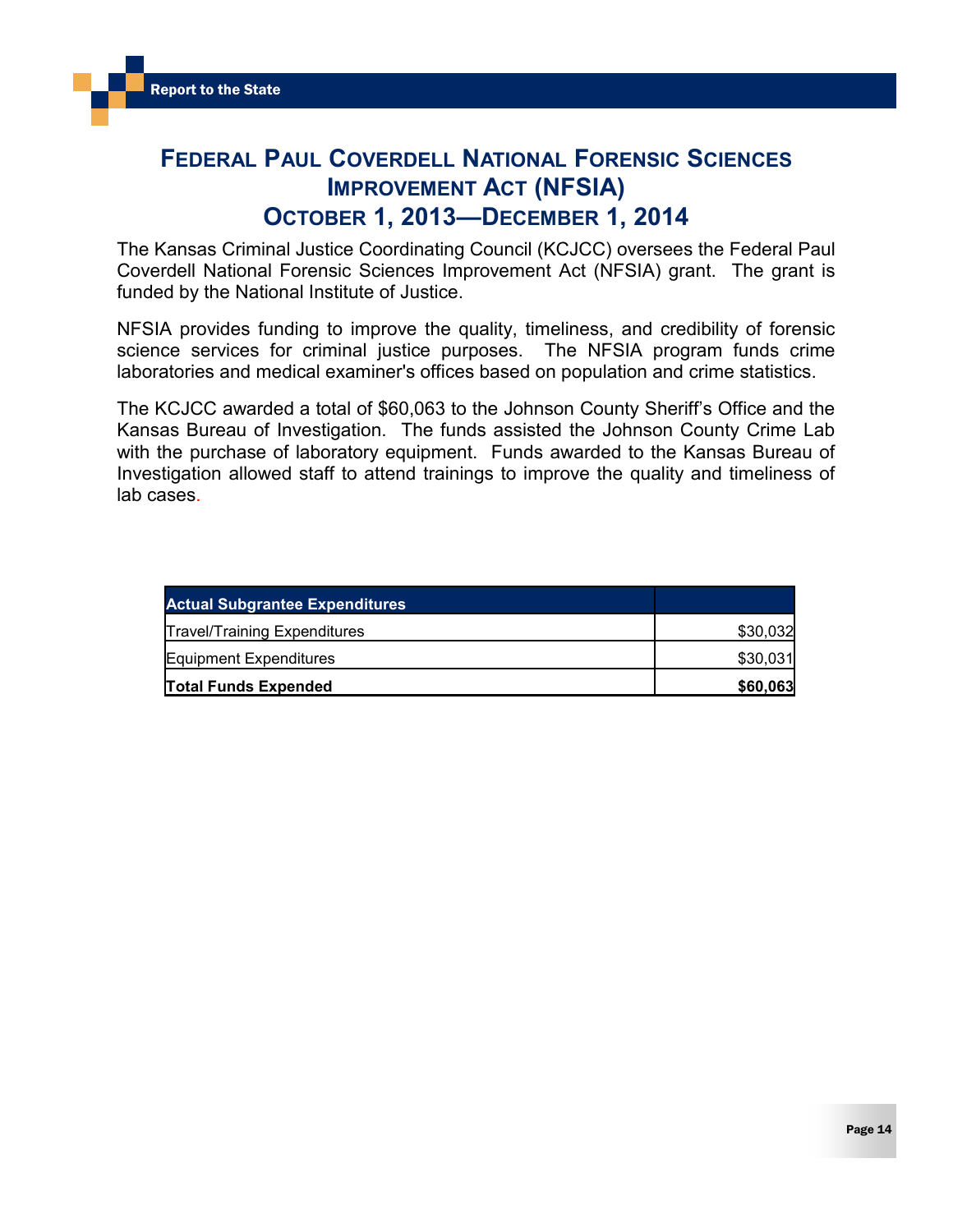# Federal Paul Coverdell National Forensic Sciences Improvement Act (NFSIA)
# October 1, 2013—December 1, 2014

The Kansas Criminal Justice Coordinating Council (KCJCC) oversees the Federal Paul Coverdell National Forensic Sciences Improvement Act (NFSIA) grant. The grant is funded by the National Institute of Justice.

NFSIA provides funding to improve the quality, timeliness, and credibility of forensic science services for criminal justice purposes. The NFSIA program funds crime laboratories and medical examiner's offices based on population and crime statistics.

The KCJCC awarded a total of $60,063 to the Johnson County Sheriff's Office and the Kansas Bureau of Investigation. The funds assisted the Johnson County Crime Lab with the purchase of laboratory equipment. Funds awarded to the Kansas Bureau of Investigation allowed staff to attend trainings to improve the quality and timeliness of lab cases.

| Actual Subgrantee Expenditures | |
|---|---|
| Travel/Training Expenditures | $30,032 |
| Equipment Expenditures | $30,031 |
| **Total Funds Expended** | **$60,063** |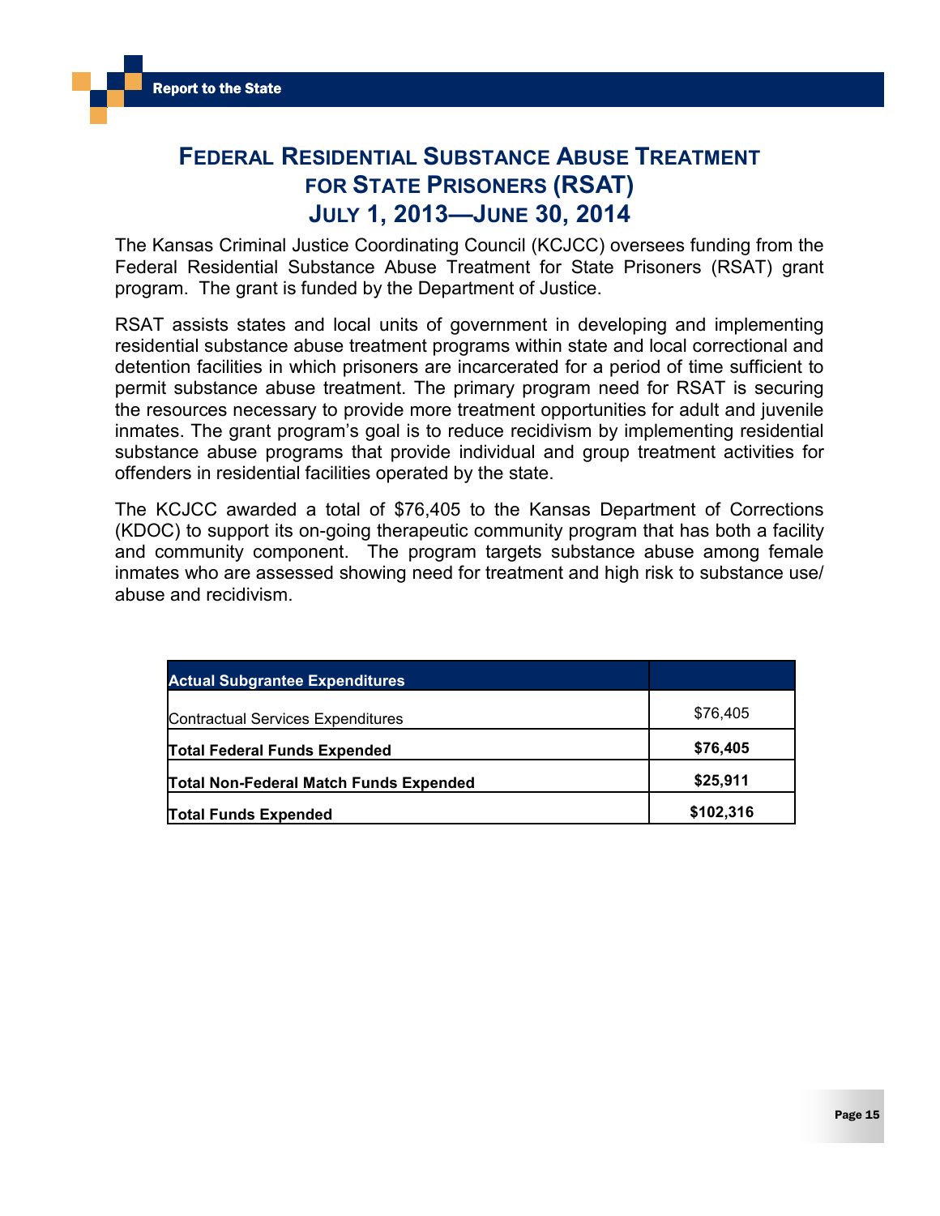# Federal Residential Substance Abuse Treatment for State Prisoners (RSAT)
## July 1, 2013—June 30, 2014

The Kansas Criminal Justice Coordinating Council (KCJCC) oversees funding from the Federal Residential Substance Abuse Treatment for State Prisoners (RSAT) grant program. The grant is funded by the Department of Justice.

RSAT assists states and local units of government in developing and implementing residential substance abuse treatment programs within state and local correctional and detention facilities in which prisoners are incarcerated for a period of time sufficient to permit substance abuse treatment. The primary program need for RSAT is securing the resources necessary to provide more treatment opportunities for adult and juvenile inmates. The grant program's goal is to reduce recidivism by implementing residential substance abuse programs that provide individual and group treatment activities for offenders in residential facilities operated by the state.

The KCJCC awarded a total of $76,405 to the Kansas Department of Corrections (KDOC) to support its on-going therapeutic community program that has both a facility and community component. The program targets substance abuse among female inmates who are assessed showing need for treatment and high risk to substance use/ abuse and recidivism.

| Actual Subgrantee Expenditures | |
|---|---|
| Contractual Services Expenditures | $76,405 |
| **Total Federal Funds Expended** | **$76,405** |
| **Total Non-Federal Match Funds Expended** | **$25,911** |
| **Total Funds Expended** | **$102,316** |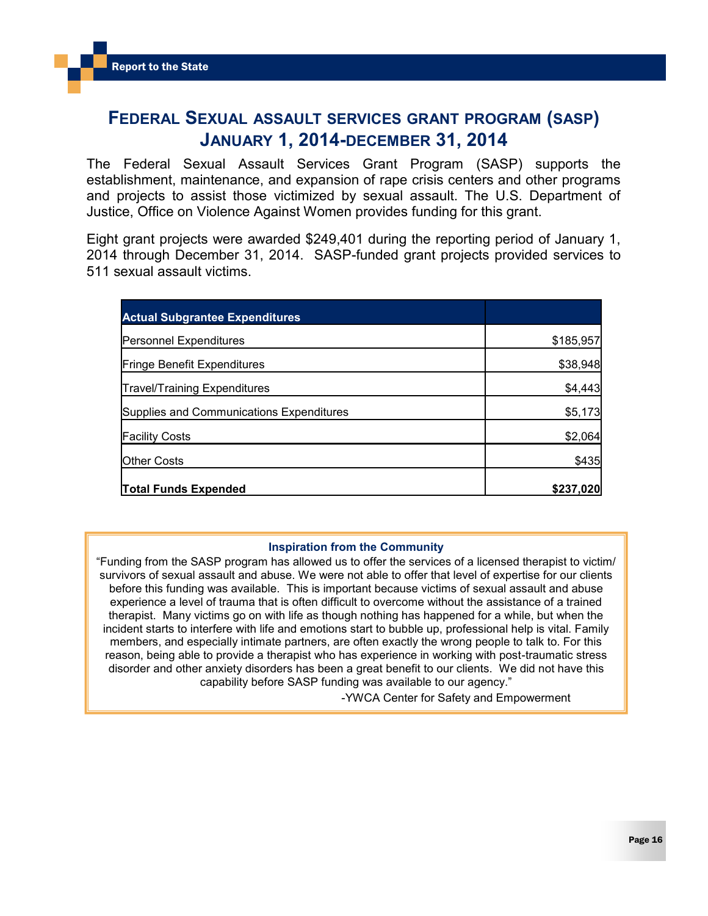# Federal Sexual Assault Services Grant Program (SASP) January 1, 2014-December 31, 2014

The Federal Sexual Assault Services Grant Program (SASP) supports the establishment, maintenance, and expansion of rape crisis centers and other programs and projects to assist those victimized by sexual assault. The U.S. Department of Justice, Office on Violence Against Women provides funding for this grant.

Eight grant projects were awarded $249,401 during the reporting period of January 1, 2014 through December 31, 2014. SASP-funded grant projects provided services to 511 sexual assault victims.

| Actual Subgrantee Expenditures | |
|---|---|
| Personnel Expenditures | $185,957 |
| Fringe Benefit Expenditures | $38,948 |
| Travel/Training Expenditures | $4,443 |
| Supplies and Communications Expenditures | $5,173 |
| Facility Costs | $2,064 |
| Other Costs | $435 |
| **Total Funds Expended** | **$237,020** |

**Inspiration from the Community**

"Funding from the SASP program has allowed us to offer the services of a licensed therapist to victim/survivors of sexual assault and abuse. We were not able to offer that level of expertise for our clients before this funding was available. This is important because victims of sexual assault and abuse experience a level of trauma that is often difficult to overcome without the assistance of a trained therapist. Many victims go on with life as though nothing has happened for a while, but when the incident starts to interfere with life and emotions start to bubble up, professional help is vital. Family members, and especially intimate partners, are often exactly the wrong people to talk to. For this reason, being able to provide a therapist who has experience in working with post-traumatic stress disorder and other anxiety disorders has been a great benefit to our clients. We did not have this capability before SASP funding was available to our agency."

-YWCA Center for Safety and Empowerment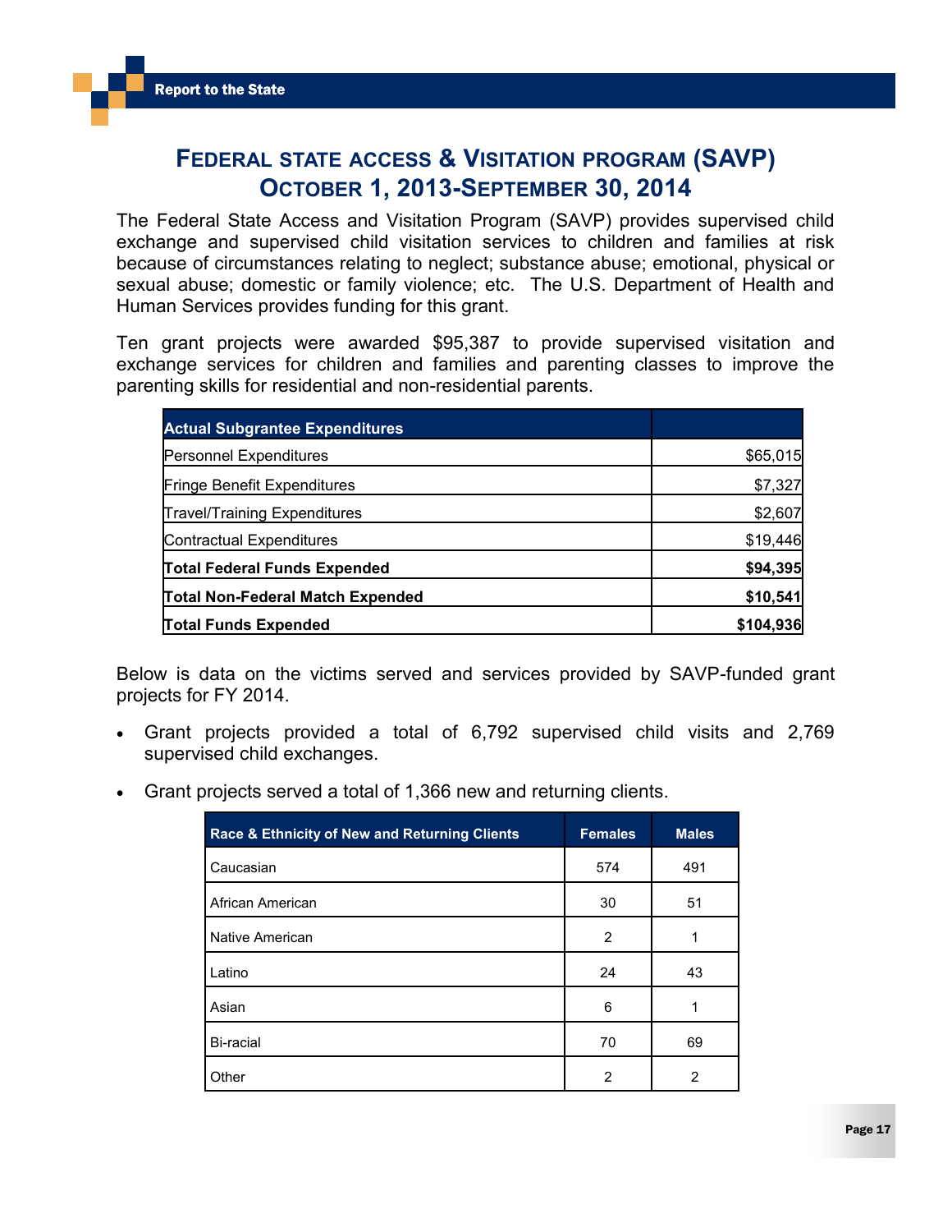# Federal State Access & Visitation Program (SAVP)
# October 1, 2013-September 30, 2014

The Federal State Access and Visitation Program (SAVP) provides supervised child exchange and supervised child visitation services to children and families at risk because of circumstances relating to neglect; substance abuse; emotional, physical or sexual abuse; domestic or family violence; etc. The U.S. Department of Health and Human Services provides funding for this grant.

Ten grant projects were awarded $95,387 to provide supervised visitation and exchange services for children and families and parenting classes to improve the parenting skills for residential and non-residential parents.

| Actual Subgrantee Expenditures | |
|---|---|
| Personnel Expenditures | $65,015 |
| Fringe Benefit Expenditures | $7,327 |
| Travel/Training Expenditures | $2,607 |
| Contractual Expenditures | $19,446 |
| **Total Federal Funds Expended** | **$94,395** |
| **Total Non-Federal Match Expended** | **$10,541** |
| **Total Funds Expended** | **$104,936** |

Below is data on the victims served and services provided by SAVP-funded grant projects for FY 2014.

- Grant projects provided a total of 6,792 supervised child visits and 2,769 supervised child exchanges.
- Grant projects served a total of 1,366 new and returning clients.

| Race & Ethnicity of New and Returning Clients | Females | Males |
|---|---|---|
| Caucasian | 574 | 491 |
| African American | 30 | 51 |
| Native American | 2 | 1 |
| Latino | 24 | 43 |
| Asian | 6 | 1 |
| Bi-racial | 70 | 69 |
| Other | 2 | 2 |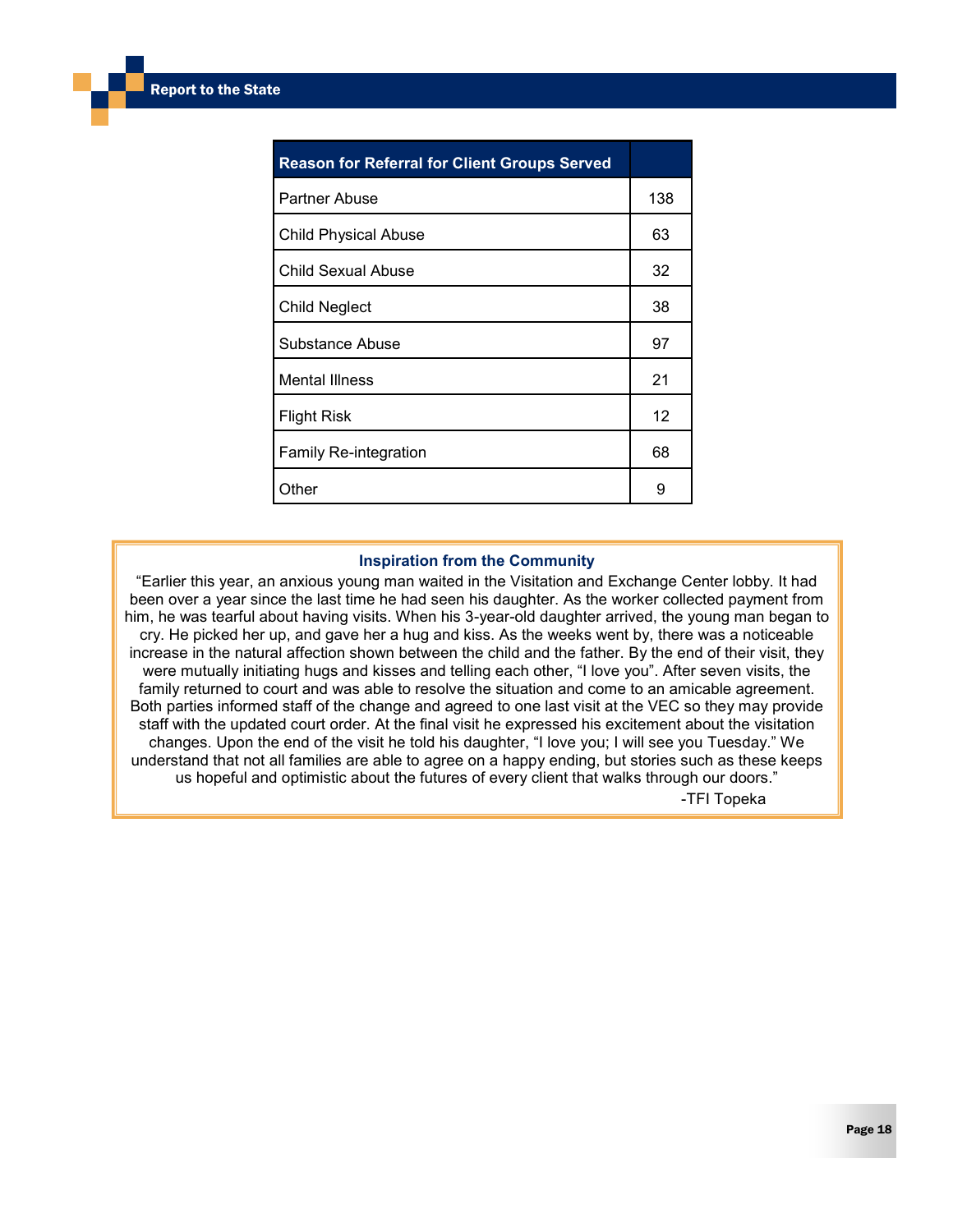| Reason for Referral for Client Groups Served | |
|---|---|
| Partner Abuse | 138 |
| Child Physical Abuse | 63 |
| Child Sexual Abuse | 32 |
| Child Neglect | 38 |
| Substance Abuse | 97 |
| Mental Illness | 21 |
| Flight Risk | 12 |
| Family Re-integration | 68 |
| Other | 9 |

### Inspiration from the Community

"Earlier this year, an anxious young man waited in the Visitation and Exchange Center lobby. It had been over a year since the last time he had seen his daughter. As the worker collected payment from him, he was tearful about having visits. When his 3-year-old daughter arrived, the young man began to cry. He picked her up, and gave her a hug and kiss. As the weeks went by, there was a noticeable increase in the natural affection shown between the child and the father. By the end of their visit, they were mutually initiating hugs and kisses and telling each other, "I love you". After seven visits, the family returned to court and was able to resolve the situation and come to an amicable agreement. Both parties informed staff of the change and agreed to one last visit at the VEC so they may provide staff with the updated court order. At the final visit he expressed his excitement about the visitation changes. Upon the end of the visit he told his daughter, "I love you; I will see you Tuesday." We understand that not all families are able to agree on a happy ending, but stories such as these keeps us hopeful and optimistic about the futures of every client that walks through our doors."

-TFI Topeka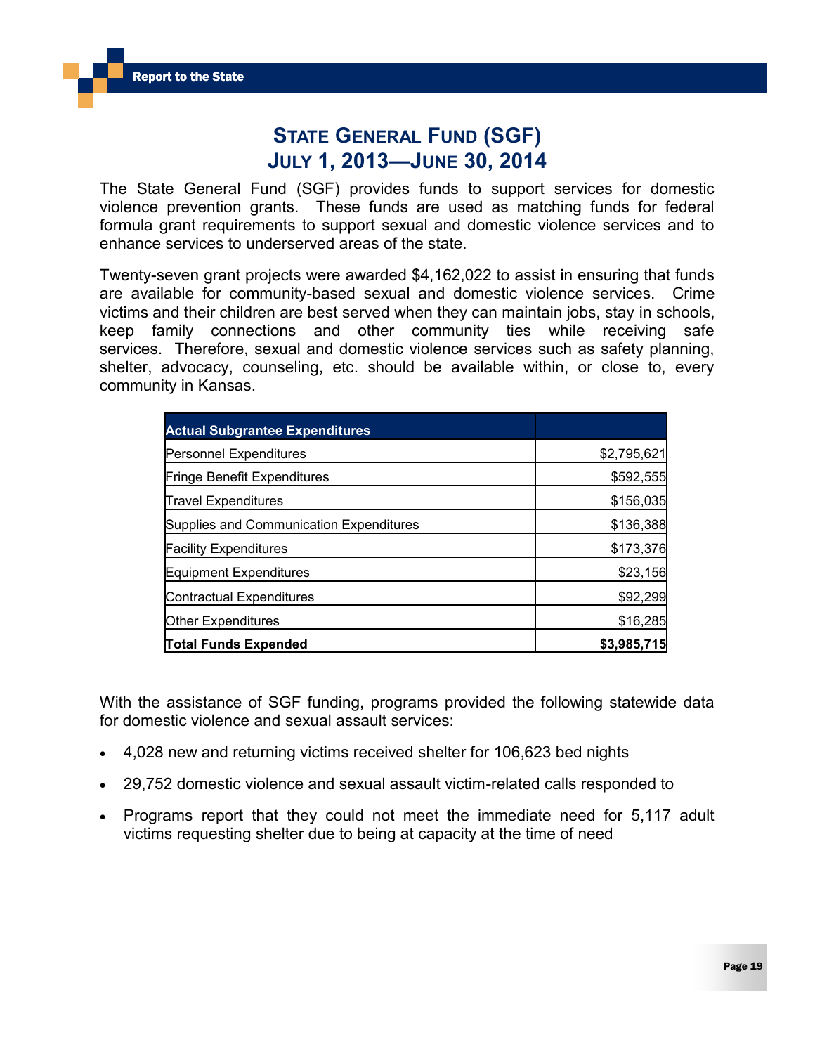# State General Fund (SGF)
# July 1, 2013—June 30, 2014

The State General Fund (SGF) provides funds to support services for domestic violence prevention grants. These funds are used as matching funds for federal formula grant requirements to support sexual and domestic violence services and to enhance services to underserved areas of the state.

Twenty-seven grant projects were awarded $4,162,022 to assist in ensuring that funds are available for community-based sexual and domestic violence services. Crime victims and their children are best served when they can maintain jobs, stay in schools, keep family connections and other community ties while receiving safe services. Therefore, sexual and domestic violence services such as safety planning, shelter, advocacy, counseling, etc. should be available within, or close to, every community in Kansas.

| Actual Subgrantee Expenditures | |
|---|---:|
| Personnel Expenditures | $2,795,621 |
| Fringe Benefit Expenditures | $592,555 |
| Travel Expenditures | $156,035 |
| Supplies and Communication Expenditures | $136,388 |
| Facility Expenditures | $173,376 |
| Equipment Expenditures | $23,156 |
| Contractual Expenditures | $92,299 |
| Other Expenditures | $16,285 |
| **Total Funds Expended** | **$3,985,715** |

With the assistance of SGF funding, programs provided the following statewide data for domestic violence and sexual assault services:

- 4,028 new and returning victims received shelter for 106,623 bed nights
- 29,752 domestic violence and sexual assault victim-related calls responded to
- Programs report that they could not meet the immediate need for 5,117 adult victims requesting shelter due to being at capacity at the time of need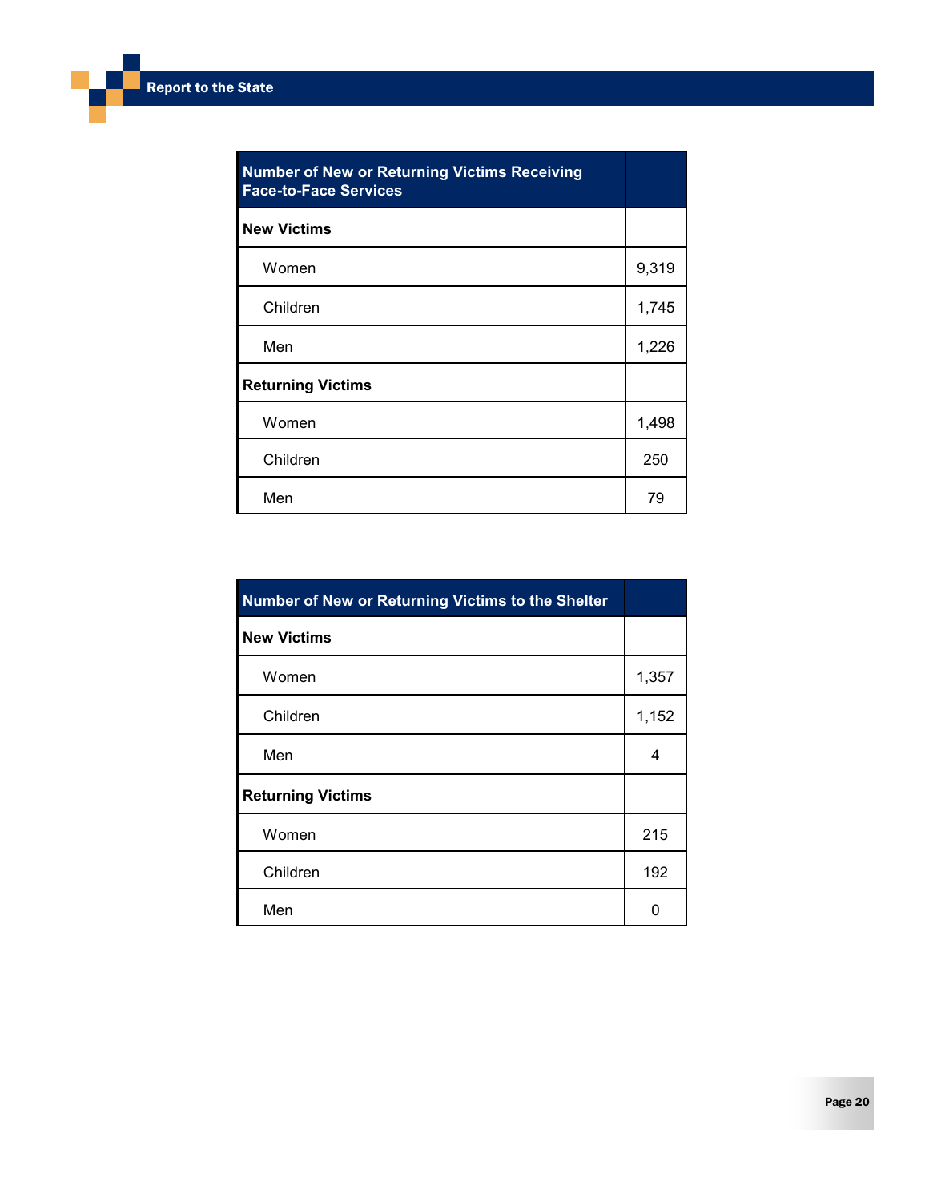| Number of New or Returning Victims Receiving Face-to-Face Services | |
|---|---|
| **New Victims** | |
| Women | 9,319 |
| Children | 1,745 |
| Men | 1,226 |
| **Returning Victims** | |
| Women | 1,498 |
| Children | 250 |
| Men | 79 |

| Number of New or Returning Victims to the Shelter | |
|---|---|
| **New Victims** | |
| Women | 1,357 |
| Children | 1,152 |
| Men | 4 |
| **Returning Victims** | |
| Women | 215 |
| Children | 192 |
| Men | 0 |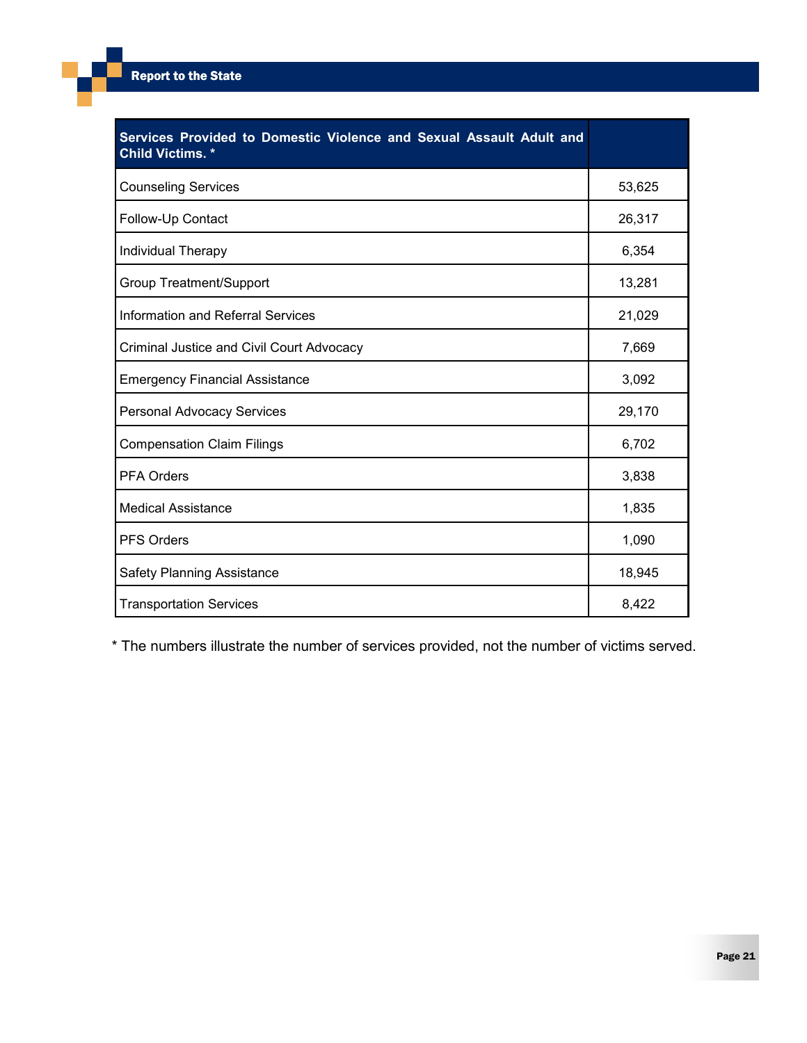| Services Provided to Domestic Violence and Sexual Assault Adult and Child Victims. * | |
|---|---|
| Counseling Services | 53,625 |
| Follow-Up Contact | 26,317 |
| Individual Therapy | 6,354 |
| Group Treatment/Support | 13,281 |
| Information and Referral Services | 21,029 |
| Criminal Justice and Civil Court Advocacy | 7,669 |
| Emergency Financial Assistance | 3,092 |
| Personal Advocacy Services | 29,170 |
| Compensation Claim Filings | 6,702 |
| PFA Orders | 3,838 |
| Medical Assistance | 1,835 |
| PFS Orders | 1,090 |
| Safety Planning Assistance | 18,945 |
| Transportation Services | 8,422 |

* The numbers illustrate the number of services provided, not the number of victims served.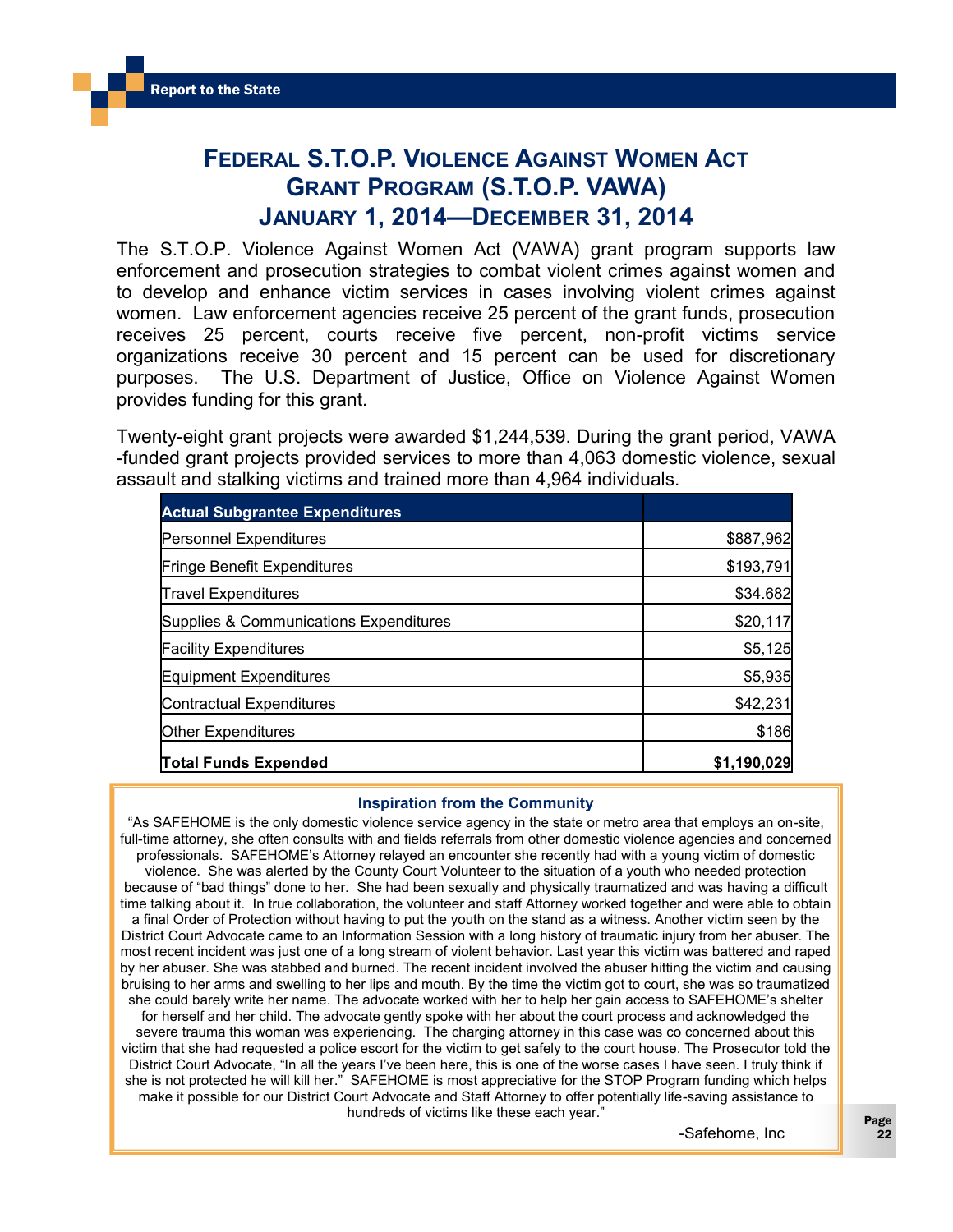# Federal S.T.O.P. Violence Against Women Act Grant Program (S.T.O.P. VAWA) January 1, 2014—December 31, 2014

The S.T.O.P. Violence Against Women Act (VAWA) grant program supports law enforcement and prosecution strategies to combat violent crimes against women and to develop and enhance victim services in cases involving violent crimes against women. Law enforcement agencies receive 25 percent of the grant funds, prosecution receives 25 percent, courts receive five percent, non-profit victims service organizations receive 30 percent and 15 percent can be used for discretionary purposes. The U.S. Department of Justice, Office on Violence Against Women provides funding for this grant.

Twenty-eight grant projects were awarded $1,244,539. During the grant period, VAWA -funded grant projects provided services to more than 4,063 domestic violence, sexual assault and stalking victims and trained more than 4,964 individuals.

| Actual Subgrantee Expenditures | |
|---|---|
| Personnel Expenditures | $887,962 |
| Fringe Benefit Expenditures | $193,791 |
| Travel Expenditures | $34.682 |
| Supplies & Communications Expenditures | $20,117 |
| Facility Expenditures | $5,125 |
| Equipment Expenditures | $5,935 |
| Contractual Expenditures | $42,231 |
| Other Expenditures | $186 |
| **Total Funds Expended** | **$1,190,029** |

**Inspiration from the Community**

"As SAFEHOME is the only domestic violence service agency in the state or metro area that employs an on-site, full-time attorney, she often consults with and fields referrals from other domestic violence agencies and concerned professionals. SAFEHOME's Attorney relayed an encounter she recently had with a young victim of domestic violence. She was alerted by the County Court Volunteer to the situation of a youth who needed protection because of "bad things" done to her. She had been sexually and physically traumatized and was having a difficult time talking about it. In true collaboration, the volunteer and staff Attorney worked together and were able to obtain a final Order of Protection without having to put the youth on the stand as a witness. Another victim seen by the District Court Advocate came to an Information Session with a long history of traumatic injury from her abuser. The most recent incident was just one of a long stream of violent behavior. Last year this victim was battered and raped by her abuser. She was stabbed and burned. The recent incident involved the abuser hitting the victim and causing bruising to her arms and swelling to her lips and mouth. By the time the victim got to court, she was so traumatized she could barely write her name. The advocate worked with her to help her gain access to SAFEHOME's shelter for herself and her child. The advocate gently spoke with her about the court process and acknowledged the severe trauma this woman was experiencing. The charging attorney in this case was co concerned about this victim that she had requested a police escort for the victim to get safely to the court house. The Prosecutor told the District Court Advocate, "In all the years I've been here, this is one of the worse cases I have seen. I truly think if she is not protected he will kill her." SAFEHOME is most appreciative for the STOP Program funding which helps make it possible for our District Court Advocate and Staff Attorney to offer potentially life-saving assistance to hundreds of victims like these each year."

-Safehome, Inc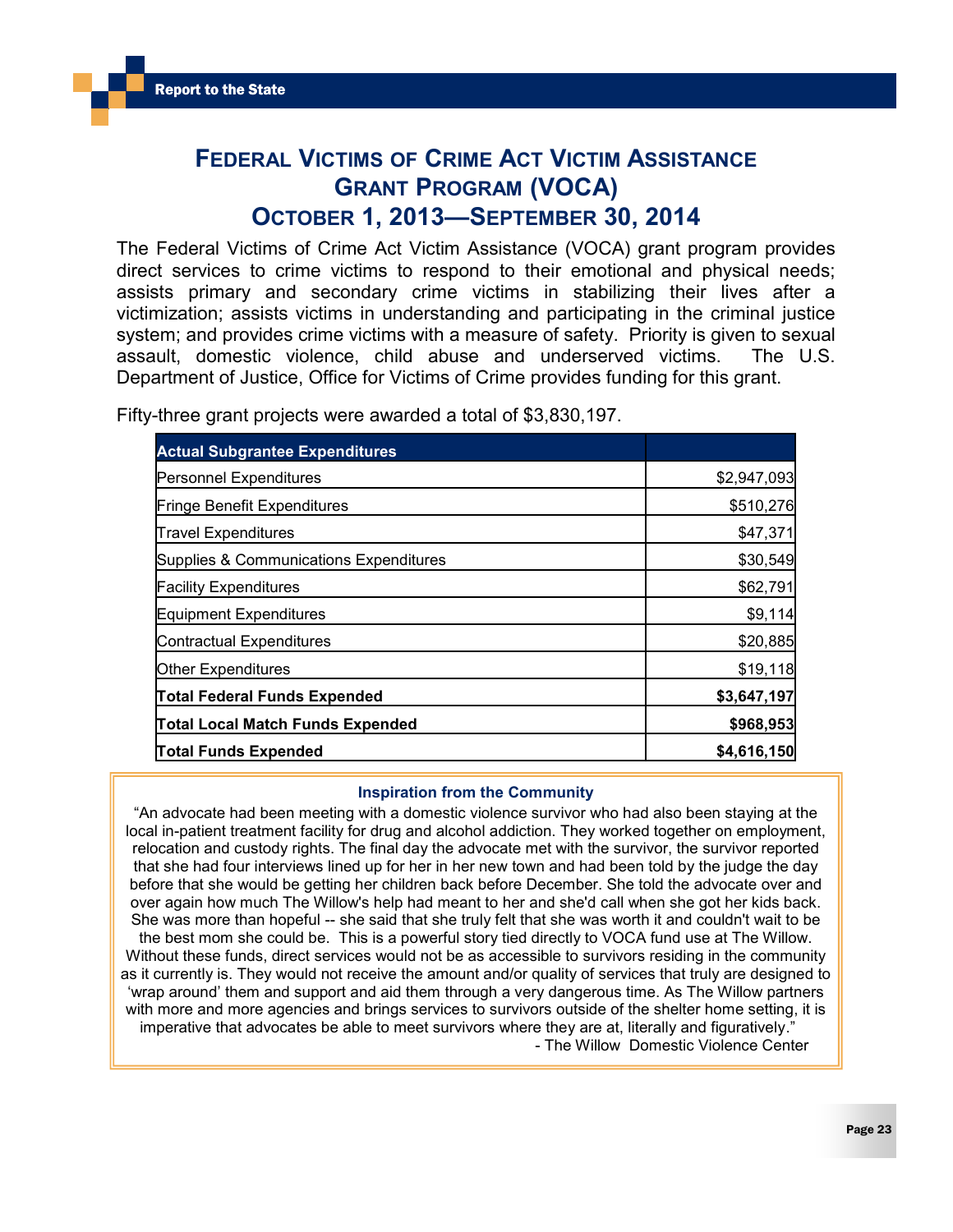# Federal Victims of Crime Act Victim Assistance Grant Program (VOCA)
## October 1, 2013—September 30, 2014

The Federal Victims of Crime Act Victim Assistance (VOCA) grant program provides direct services to crime victims to respond to their emotional and physical needs; assists primary and secondary crime victims in stabilizing their lives after a victimization; assists victims in understanding and participating in the criminal justice system; and provides crime victims with a measure of safety. Priority is given to sexual assault, domestic violence, child abuse and underserved victims. The U.S. Department of Justice, Office for Victims of Crime provides funding for this grant.

Fifty-three grant projects were awarded a total of $3,830,197.

| Actual Subgrantee Expenditures | |
|---|---|
| Personnel Expenditures | $2,947,093 |
| Fringe Benefit Expenditures | $510,276 |
| Travel Expenditures | $47,371 |
| Supplies & Communications Expenditures | $30,549 |
| Facility Expenditures | $62,791 |
| Equipment Expenditures | $9,114 |
| Contractual Expenditures | $20,885 |
| Other Expenditures | $19,118 |
| **Total Federal Funds Expended** | **$3,647,197** |
| **Total Local Match Funds Expended** | **$968,953** |
| **Total Funds Expended** | **$4,616,150** |

**Inspiration from the Community**

"An advocate had been meeting with a domestic violence survivor who had also been staying at the local in-patient treatment facility for drug and alcohol addiction. They worked together on employment, relocation and custody rights. The final day the advocate met with the survivor, the survivor reported that she had four interviews lined up for her in her new town and had been told by the judge the day before that she would be getting her children back before December. She told the advocate over and over again how much The Willow's help had meant to her and she'd call when she got her kids back. She was more than hopeful -- she said that she truly felt that she was worth it and couldn't wait to be the best mom she could be. This is a powerful story tied directly to VOCA fund use at The Willow. Without these funds, direct services would not be as accessible to survivors residing in the community as it currently is. They would not receive the amount and/or quality of services that truly are designed to 'wrap around' them and support and aid them through a very dangerous time. As The Willow partners with more and more agencies and brings services to survivors outside of the shelter home setting, it is imperative that advocates be able to meet survivors where they are at, literally and figuratively."

- The Willow Domestic Violence Center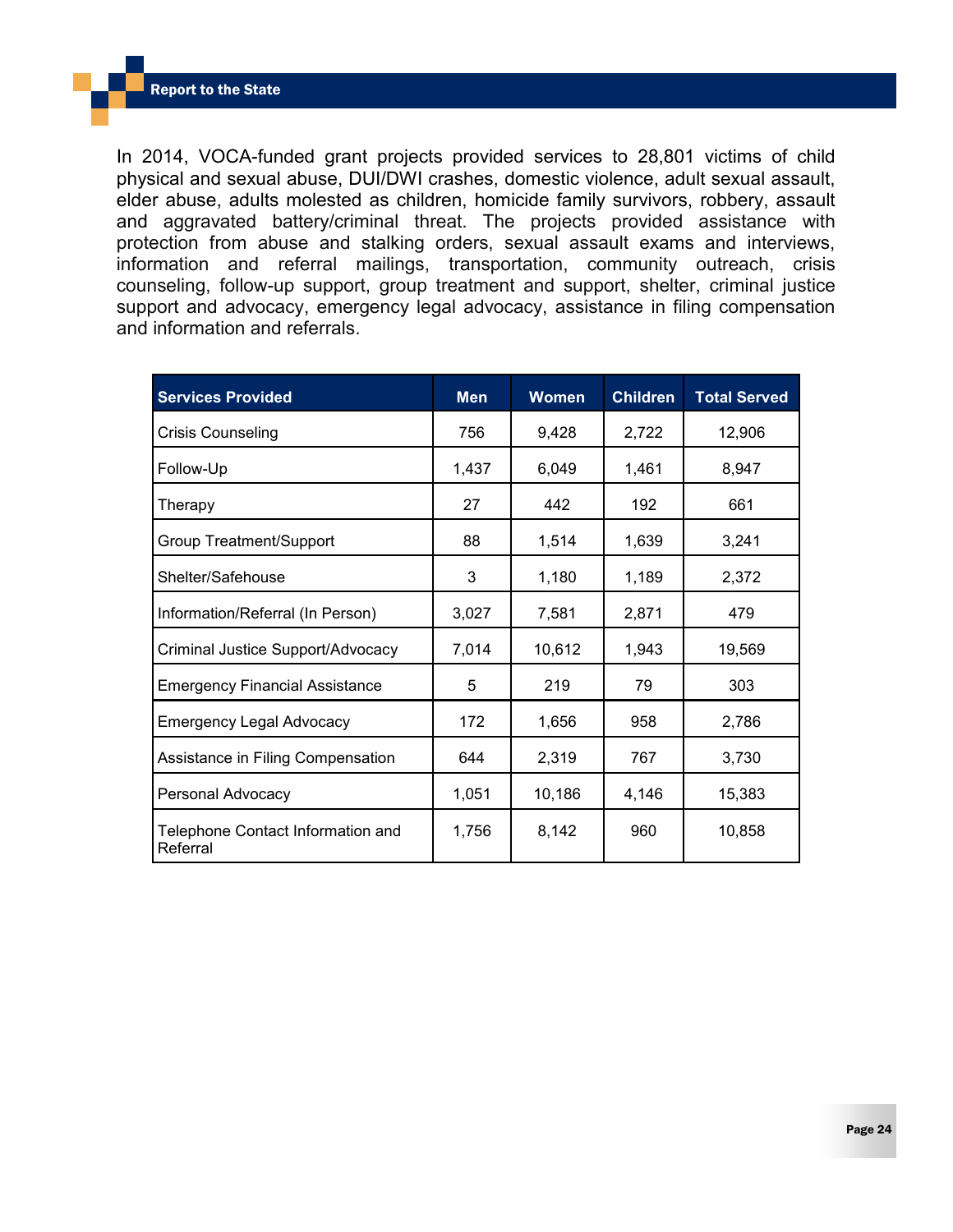In 2014, VOCA-funded grant projects provided services to 28,801 victims of child physical and sexual abuse, DUI/DWI crashes, domestic violence, adult sexual assault, elder abuse, adults molested as children, homicide family survivors, robbery, assault and aggravated battery/criminal threat. The projects provided assistance with protection from abuse and stalking orders, sexual assault exams and interviews, information and referral mailings, transportation, community outreach, crisis counseling, follow-up support, group treatment and support, shelter, criminal justice support and advocacy, emergency legal advocacy, assistance in filing compensation and information and referrals.

| Services Provided | Men | Women | Children | Total Served |
|---|---|---|---|---|
| Crisis Counseling | 756 | 9,428 | 2,722 | 12,906 |
| Follow-Up | 1,437 | 6,049 | 1,461 | 8,947 |
| Therapy | 27 | 442 | 192 | 661 |
| Group Treatment/Support | 88 | 1,514 | 1,639 | 3,241 |
| Shelter/Safehouse | 3 | 1,180 | 1,189 | 2,372 |
| Information/Referral (In Person) | 3,027 | 7,581 | 2,871 | 479 |
| Criminal Justice Support/Advocacy | 7,014 | 10,612 | 1,943 | 19,569 |
| Emergency Financial Assistance | 5 | 219 | 79 | 303 |
| Emergency Legal Advocacy | 172 | 1,656 | 958 | 2,786 |
| Assistance in Filing Compensation | 644 | 2,319 | 767 | 3,730 |
| Personal Advocacy | 1,051 | 10,186 | 4,146 | 15,383 |
| Telephone Contact Information and Referral | 1,756 | 8,142 | 960 | 10,858 |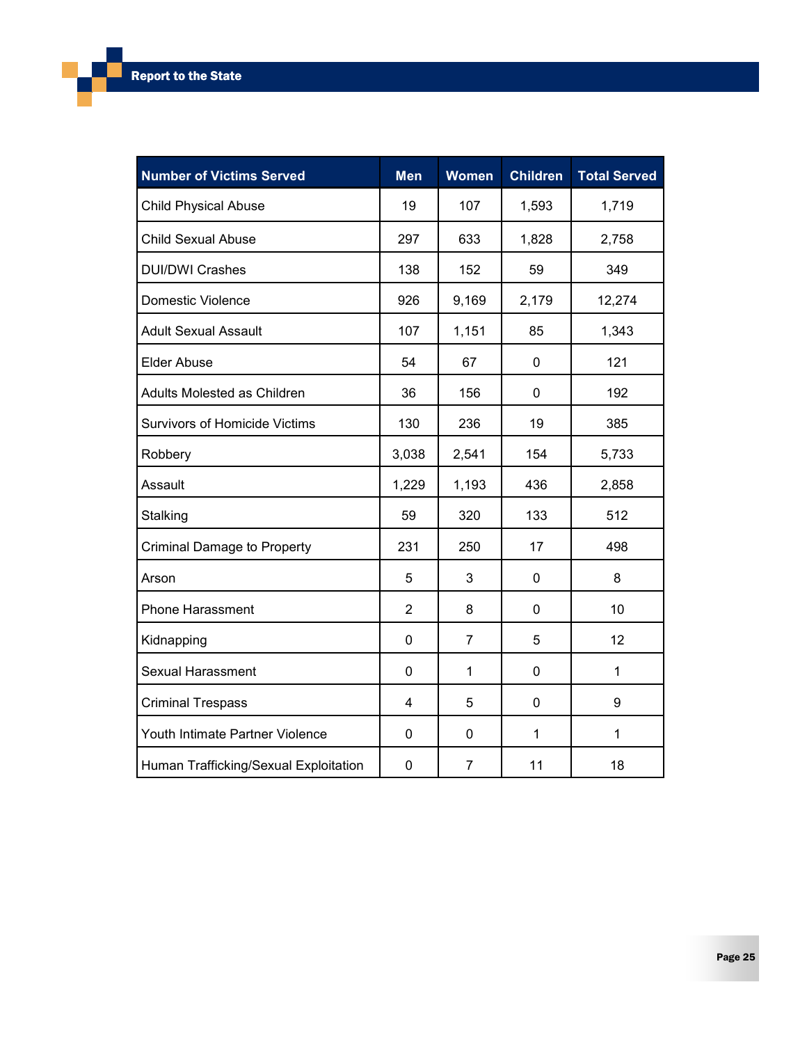| Number of Victims Served | Men | Women | Children | Total Served |
|---|---|---|---|---|
| Child Physical Abuse | 19 | 107 | 1,593 | 1,719 |
| Child Sexual Abuse | 297 | 633 | 1,828 | 2,758 |
| DUI/DWI Crashes | 138 | 152 | 59 | 349 |
| Domestic Violence | 926 | 9,169 | 2,179 | 12,274 |
| Adult Sexual Assault | 107 | 1,151 | 85 | 1,343 |
| Elder Abuse | 54 | 67 | 0 | 121 |
| Adults Molested as Children | 36 | 156 | 0 | 192 |
| Survivors of Homicide Victims | 130 | 236 | 19 | 385 |
| Robbery | 3,038 | 2,541 | 154 | 5,733 |
| Assault | 1,229 | 1,193 | 436 | 2,858 |
| Stalking | 59 | 320 | 133 | 512 |
| Criminal Damage to Property | 231 | 250 | 17 | 498 |
| Arson | 5 | 3 | 0 | 8 |
| Phone Harassment | 2 | 8 | 0 | 10 |
| Kidnapping | 0 | 7 | 5 | 12 |
| Sexual Harassment | 0 | 1 | 0 | 1 |
| Criminal Trespass | 4 | 5 | 0 | 9 |
| Youth Intimate Partner Violence | 0 | 0 | 1 | 1 |
| Human Trafficking/Sexual Exploitation | 0 | 7 | 11 | 18 |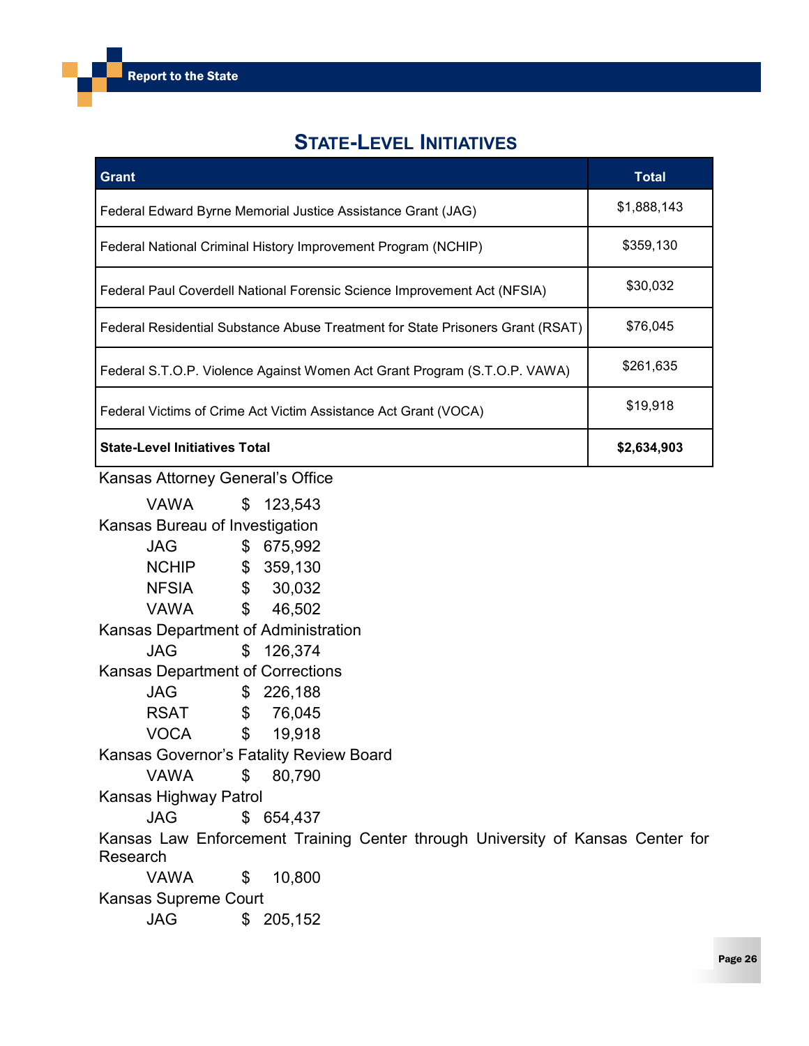## State-Level Initiatives

| Grant | Total |
|---|---|
| Federal Edward Byrne Memorial Justice Assistance Grant (JAG) | $1,888,143 |
| Federal National Criminal History Improvement Program (NCHIP) | $359,130 |
| Federal Paul Coverdell National Forensic Science Improvement Act (NFSIA) | $30,032 |
| Federal Residential Substance Abuse Treatment for State Prisoners Grant (RSAT) | $76,045 |
| Federal S.T.O.P. Violence Against Women Act Grant Program (S.T.O.P. VAWA) | $261,635 |
| Federal Victims of Crime Act Victim Assistance Act Grant (VOCA) | $19,918 |
| **State-Level Initiatives Total** | **$2,634,903** |

Kansas Attorney General's Office

- VAWA $ 123,543

Kansas Bureau of Investigation

- JAG $ 675,992
- NCHIP $ 359,130
- NFSIA $ 30,032
- VAWA $ 46,502

Kansas Department of Administration

- JAG $ 126,374

Kansas Department of Corrections

- JAG $ 226,188
- RSAT $ 76,045
- VOCA $ 19,918

Kansas Governor's Fatality Review Board

- VAWA $ 80,790

Kansas Highway Patrol

- JAG $ 654,437

Kansas Law Enforcement Training Center through University of Kansas Center for Research

- VAWA $ 10,800

Kansas Supreme Court

- JAG $ 205,152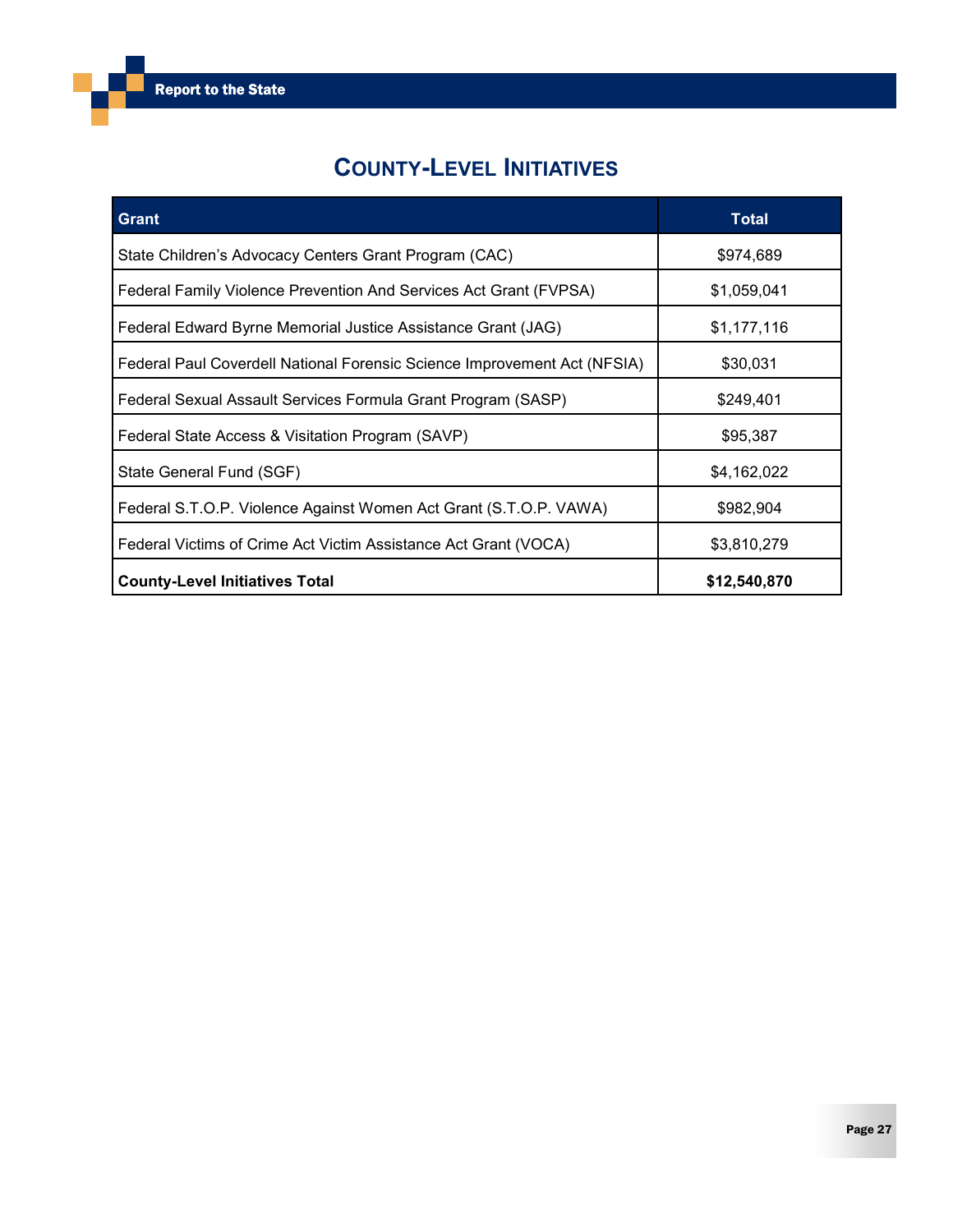# County-Level Initiatives

| Grant | Total |
|---|---|
| State Children's Advocacy Centers Grant Program (CAC) | $974,689 |
| Federal Family Violence Prevention And Services Act Grant (FVPSA) | $1,059,041 |
| Federal Edward Byrne Memorial Justice Assistance Grant (JAG) | $1,177,116 |
| Federal Paul Coverdell National Forensic Science Improvement Act (NFSIA) | $30,031 |
| Federal Sexual Assault Services Formula Grant Program (SASP) | $249,401 |
| Federal State Access & Visitation Program (SAVP) | $95,387 |
| State General Fund (SGF) | $4,162,022 |
| Federal S.T.O.P. Violence Against Women Act Grant (S.T.O.P. VAWA) | $982,904 |
| Federal Victims of Crime Act Victim Assistance Act Grant (VOCA) | $3,810,279 |
| **County-Level Initiatives Total** | **$12,540,870** |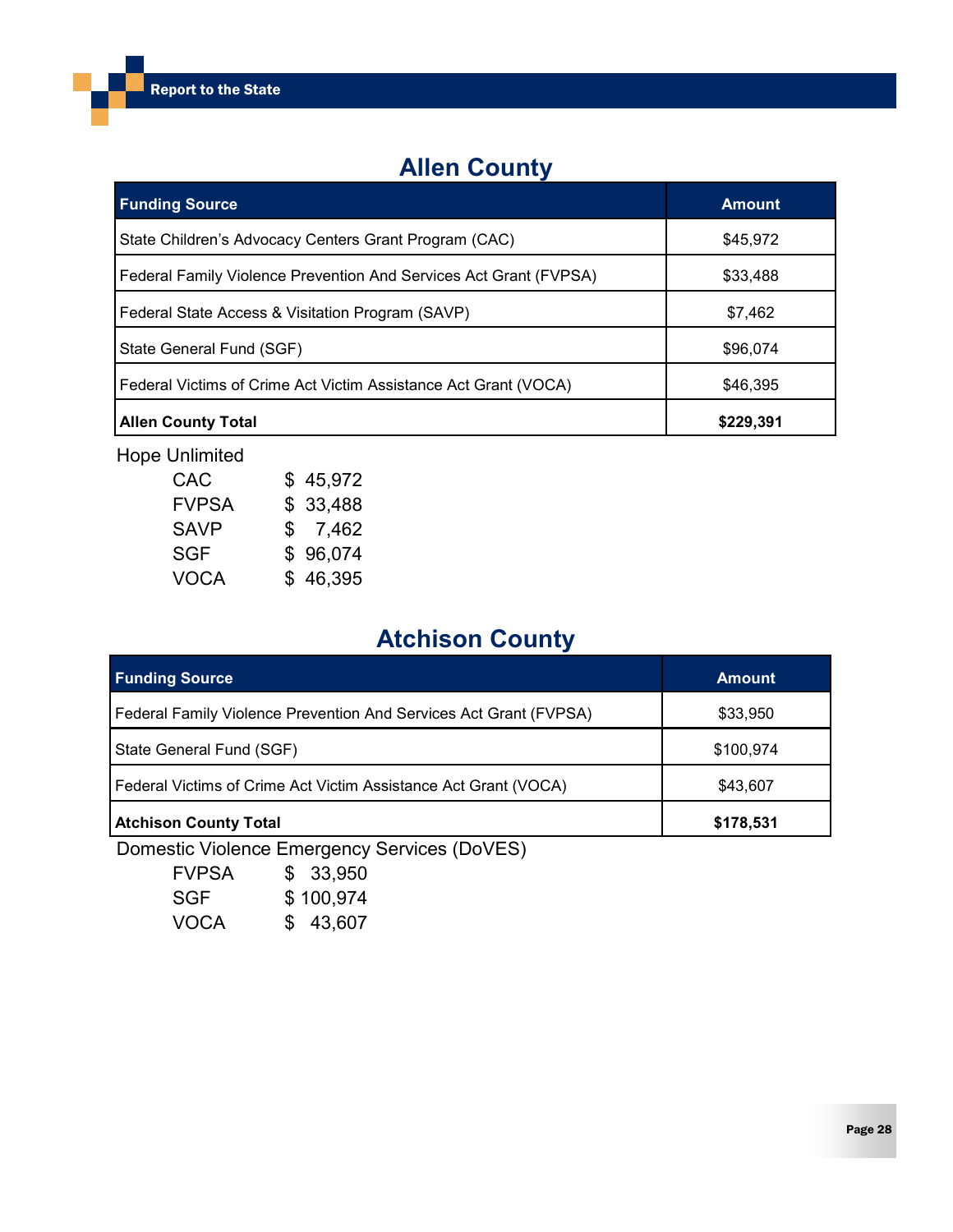## Allen County

| Funding Source | Amount |
|---|---|
| State Children's Advocacy Centers Grant Program (CAC) | $45,972 |
| Federal Family Violence Prevention And Services Act Grant (FVPSA) | $33,488 |
| Federal State Access & Visitation Program (SAVP) | $7,462 |
| State General Fund (SGF) | $96,074 |
| Federal Victims of Crime Act Victim Assistance Act Grant (VOCA) | $46,395 |
| **Allen County Total** | **$229,391** |

Hope Unlimited

| | |
|---|---|
| CAC | $ 45,972 |
| FVPSA | $ 33,488 |
| SAVP | $ 7,462 |
| SGF | $ 96,074 |
| VOCA | $ 46,395 |

## Atchison County

| Funding Source | Amount |
|---|---|
| Federal Family Violence Prevention And Services Act Grant (FVPSA) | $33,950 |
| State General Fund (SGF) | $100,974 |
| Federal Victims of Crime Act Victim Assistance Act Grant (VOCA) | $43,607 |
| **Atchison County Total** | **$178,531** |

Domestic Violence Emergency Services (DoVES)

| | |
|---|---|
| FVPSA | $ 33,950 |
| SGF | $ 100,974 |
| VOCA | $ 43,607 |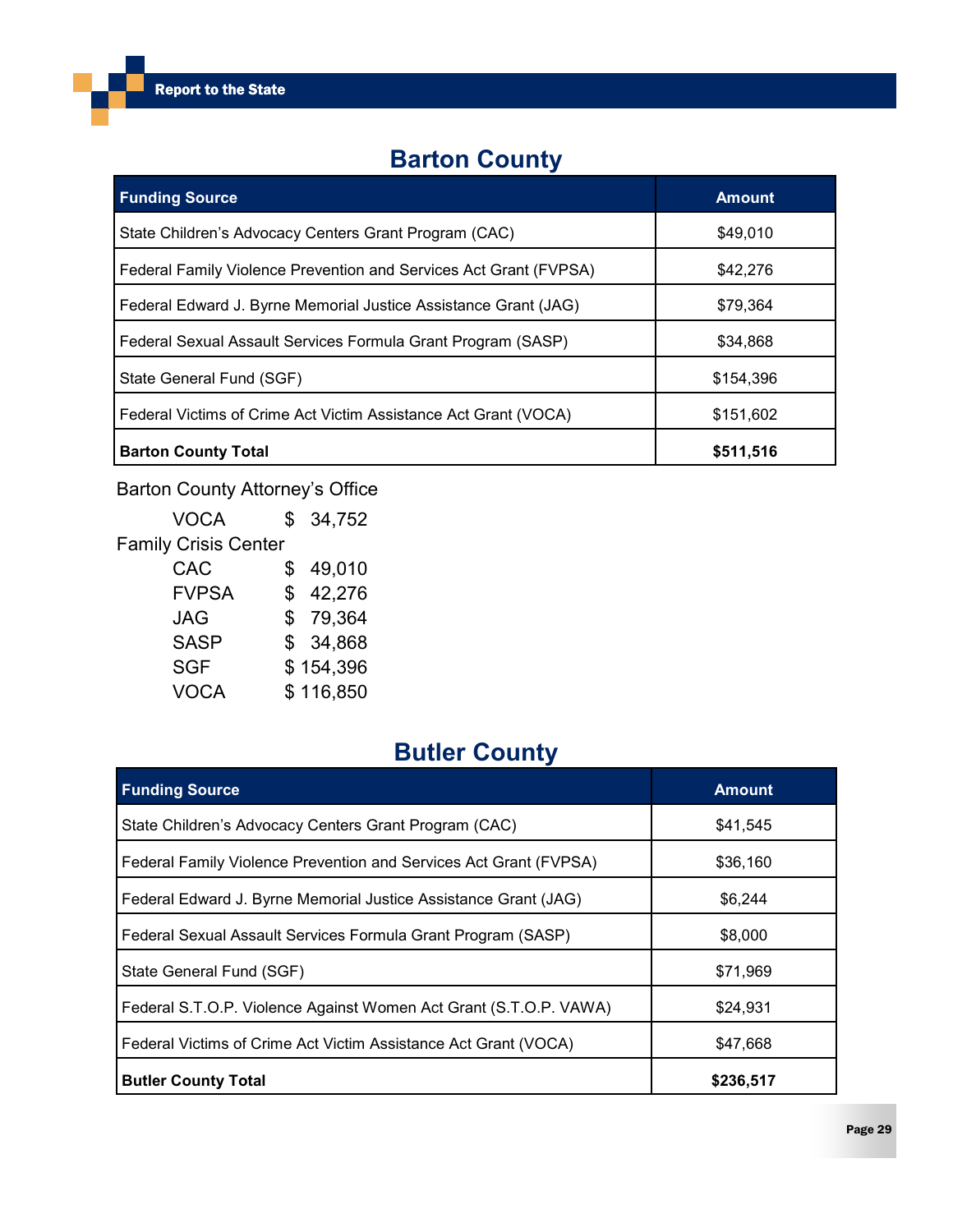## Barton County

| Funding Source | Amount |
|---|---|
| State Children's Advocacy Centers Grant Program (CAC) | $49,010 |
| Federal Family Violence Prevention and Services Act Grant (FVPSA) | $42,276 |
| Federal Edward J. Byrne Memorial Justice Assistance Grant (JAG) | $79,364 |
| Federal Sexual Assault Services Formula Grant Program (SASP) | $34,868 |
| State General Fund (SGF) | $154,396 |
| Federal Victims of Crime Act Victim Assistance Act Grant (VOCA) | $151,602 |
| **Barton County Total** | **$511,516** |

Barton County Attorney's Office

| | |
|---|---|
| VOCA | $ 34,752 |

Family Crisis Center

| | |
|---|---|
| CAC | $ 49,010 |
| FVPSA | $ 42,276 |
| JAG | $ 79,364 |
| SASP | $ 34,868 |
| SGF | $ 154,396 |
| VOCA | $ 116,850 |

## Butler County

| Funding Source | Amount |
|---|---|
| State Children's Advocacy Centers Grant Program (CAC) | $41,545 |
| Federal Family Violence Prevention and Services Act Grant (FVPSA) | $36,160 |
| Federal Edward J. Byrne Memorial Justice Assistance Grant (JAG) | $6,244 |
| Federal Sexual Assault Services Formula Grant Program (SASP) | $8,000 |
| State General Fund (SGF) | $71,969 |
| Federal S.T.O.P. Violence Against Women Act Grant (S.T.O.P. VAWA) | $24,931 |
| Federal Victims of Crime Act Victim Assistance Act Grant (VOCA) | $47,668 |
| **Butler County Total** | **$236,517** |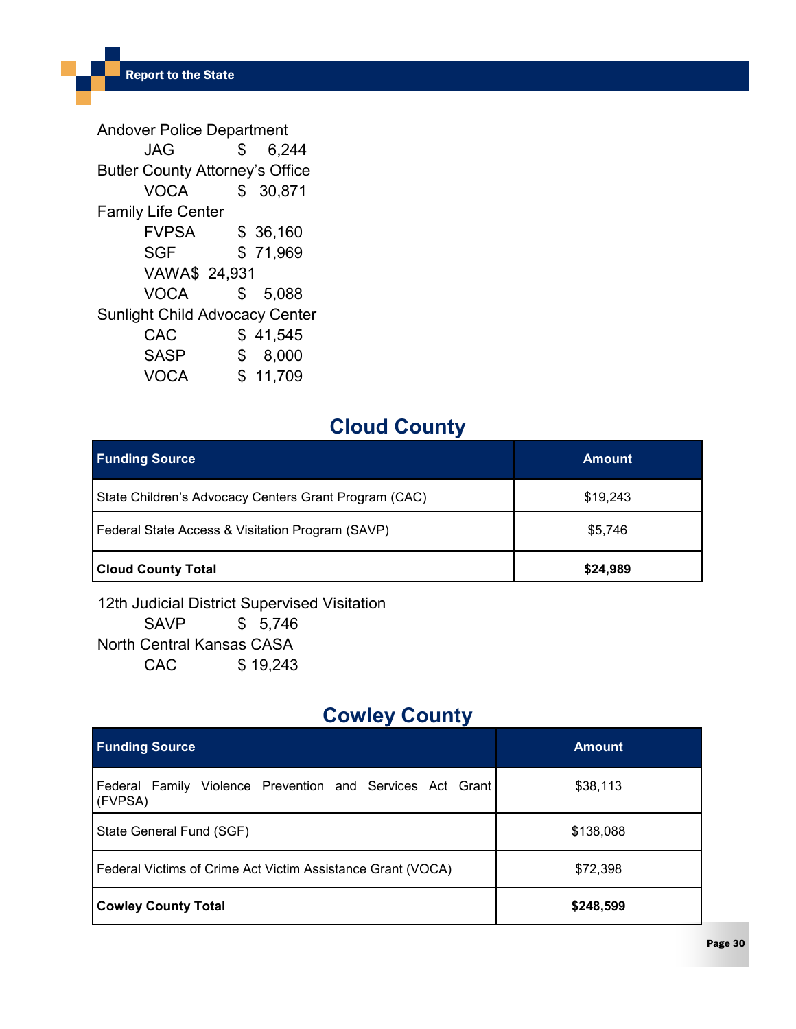Andover Police Department

- JAG $ 6,244

Butler County Attorney's Office

- VOCA $ 30,871

Family Life Center

- FVPSA $ 36,160
- SGF $ 71,969
- VAWA$ 24,931
- VOCA $ 5,088

Sunlight Child Advocacy Center

- CAC $ 41,545
- SASP $ 8,000
- VOCA $ 11,709

## Cloud County

| Funding Source | Amount |
|---|---|
| State Children's Advocacy Centers Grant Program (CAC) | $19,243 |
| Federal State Access & Visitation Program (SAVP) | $5,746 |
| **Cloud County Total** | **$24,989** |

12th Judicial District Supervised Visitation

- SAVP $ 5,746

North Central Kansas CASA

- CAC $ 19,243

## Cowley County

| Funding Source | Amount |
|---|---|
| Federal Family Violence Prevention and Services Act Grant (FVPSA) | $38,113 |
| State General Fund (SGF) | $138,088 |
| Federal Victims of Crime Act Victim Assistance Grant (VOCA) | $72,398 |
| **Cowley County Total** | **$248,599** |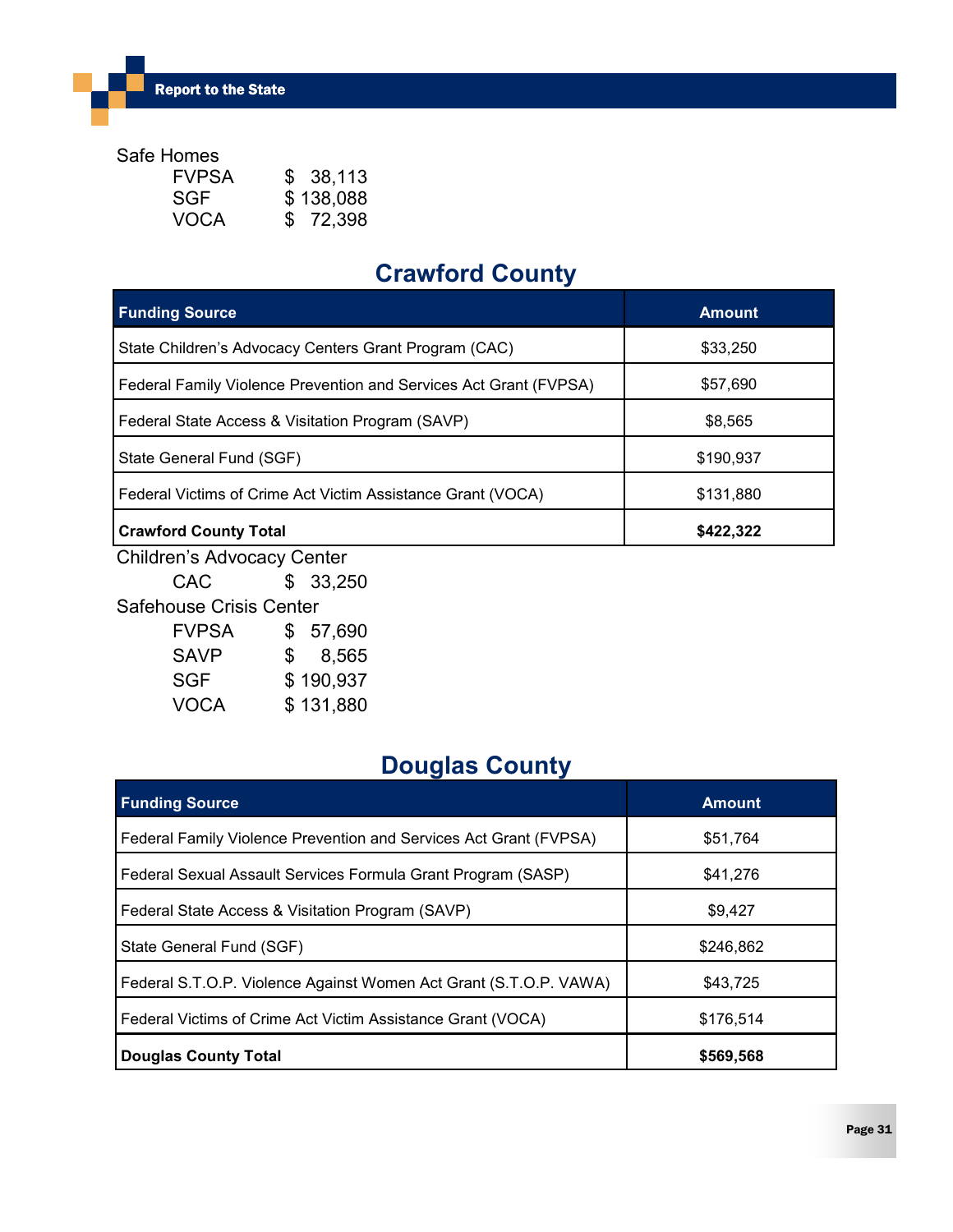Safe Homes

- FVPSA $ 38,113
- SGF $ 138,088
- VOCA $ 72,398

## Crawford County

| Funding Source | Amount |
|---|---|
| State Children's Advocacy Centers Grant Program (CAC) | $33,250 |
| Federal Family Violence Prevention and Services Act Grant (FVPSA) | $57,690 |
| Federal State Access & Visitation Program (SAVP) | $8,565 |
| State General Fund (SGF) | $190,937 |
| Federal Victims of Crime Act Victim Assistance Grant (VOCA) | $131,880 |
| **Crawford County Total** | **$422,322** |

Children's Advocacy Center

- CAC $ 33,250

Safehouse Crisis Center

- FVPSA $ 57,690
- SAVP $ 8,565
- SGF $ 190,937
- VOCA $ 131,880

## Douglas County

| Funding Source | Amount |
|---|---|
| Federal Family Violence Prevention and Services Act Grant (FVPSA) | $51,764 |
| Federal Sexual Assault Services Formula Grant Program (SASP) | $41,276 |
| Federal State Access & Visitation Program (SAVP) | $9,427 |
| State General Fund (SGF) | $246,862 |
| Federal S.T.O.P. Violence Against Women Act Grant (S.T.O.P. VAWA) | $43,725 |
| Federal Victims of Crime Act Victim Assistance Grant (VOCA) | $176,514 |
| **Douglas County Total** | **$569,568** |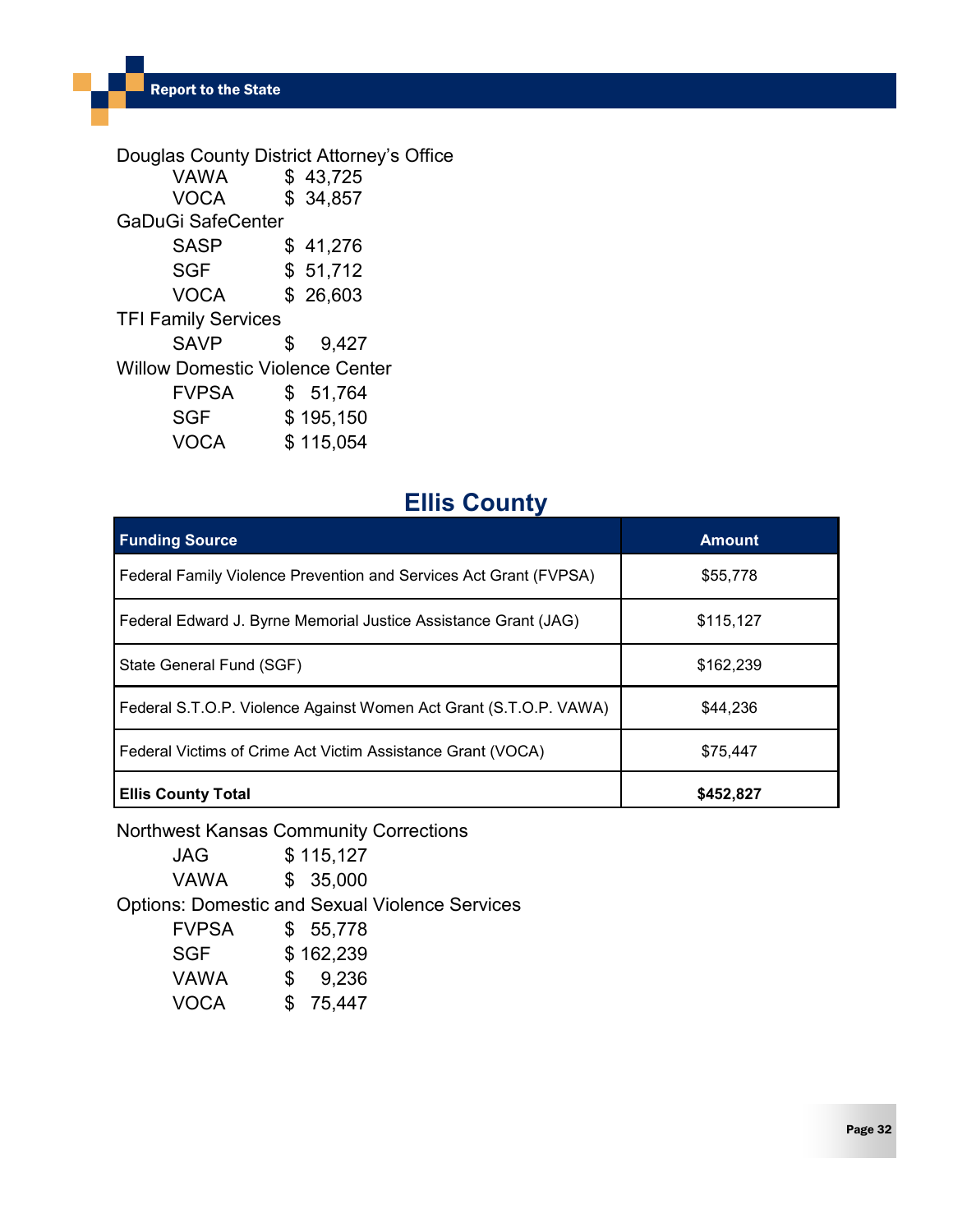Douglas County District Attorney's Office

- VAWA $ 43,725
- VOCA $ 34,857

GaDuGi SafeCenter

- SASP $ 41,276
- SGF $ 51,712
- VOCA $ 26,603

TFI Family Services

- SAVP $ 9,427

Willow Domestic Violence Center

- FVPSA $ 51,764
- SGF $ 195,150
- VOCA $ 115,054

## Ellis County

| Funding Source | Amount |
|---|---|
| Federal Family Violence Prevention and Services Act Grant (FVPSA) | $55,778 |
| Federal Edward J. Byrne Memorial Justice Assistance Grant (JAG) | $115,127 |
| State General Fund (SGF) | $162,239 |
| Federal S.T.O.P. Violence Against Women Act Grant (S.T.O.P. VAWA) | $44,236 |
| Federal Victims of Crime Act Victim Assistance Grant (VOCA) | $75,447 |
| **Ellis County Total** | **$452,827** |

Northwest Kansas Community Corrections

- JAG $ 115,127
- VAWA $ 35,000

Options: Domestic and Sexual Violence Services

- FVPSA $ 55,778
- SGF $ 162,239
- VAWA $ 9,236
- VOCA $ 75,447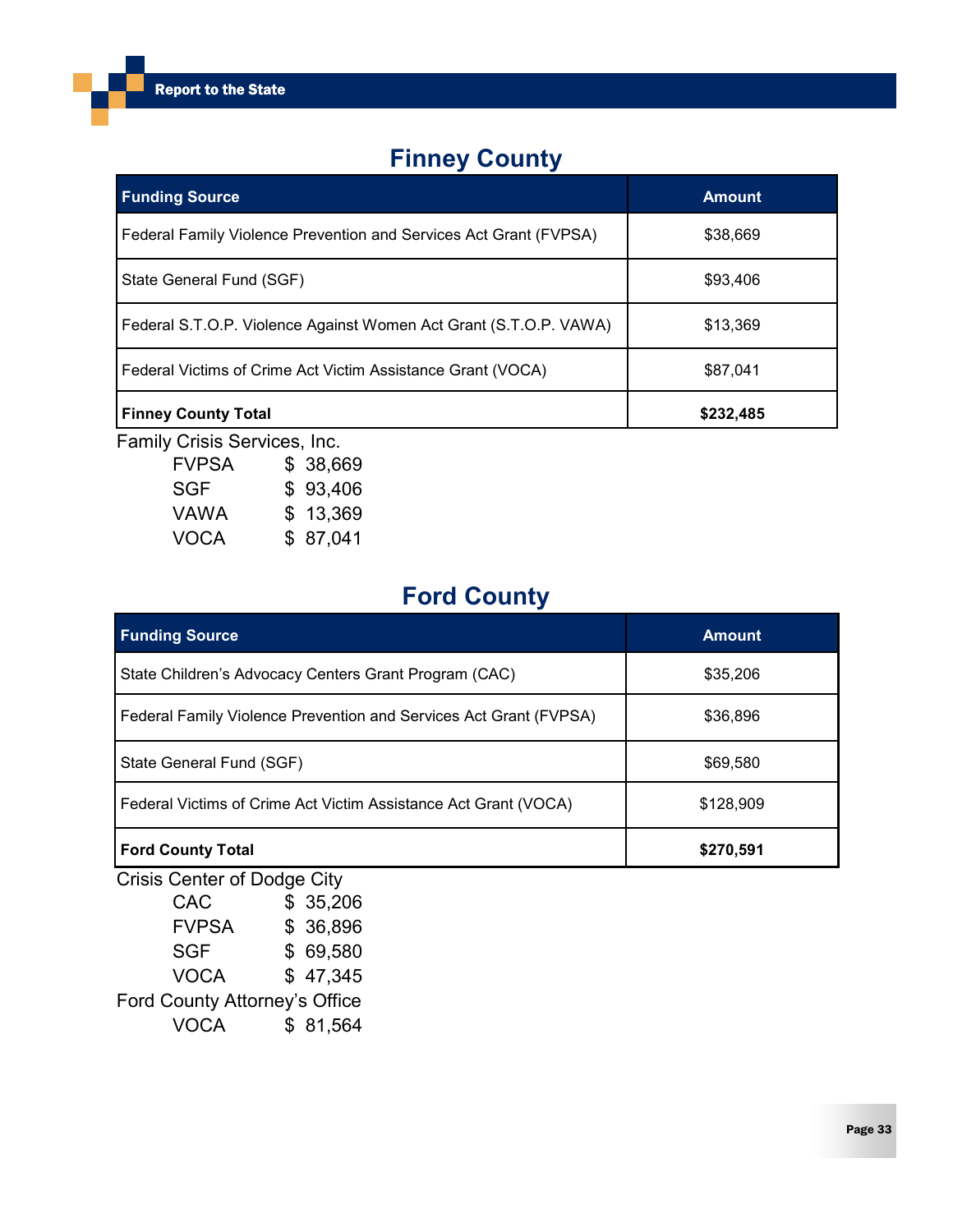## Finney County

| Funding Source | Amount |
|---|---|
| Federal Family Violence Prevention and Services Act Grant (FVPSA) | $38,669 |
| State General Fund (SGF) | $93,406 |
| Federal S.T.O.P. Violence Against Women Act Grant (S.T.O.P. VAWA) | $13,369 |
| Federal Victims of Crime Act Victim Assistance Grant (VOCA) | $87,041 |
| **Finney County Total** | **$232,485** |

Family Crisis Services, Inc.

| | |
|---|---|
| FVPSA | $ 38,669 |
| SGF | $ 93,406 |
| VAWA | $ 13,369 |
| VOCA | $ 87,041 |

## Ford County

| Funding Source | Amount |
|---|---|
| State Children's Advocacy Centers Grant Program (CAC) | $35,206 |
| Federal Family Violence Prevention and Services Act Grant (FVPSA) | $36,896 |
| State General Fund (SGF) | $69,580 |
| Federal Victims of Crime Act Victim Assistance Act Grant (VOCA) | $128,909 |
| **Ford County Total** | **$270,591** |

Crisis Center of Dodge City

| | |
|---|---|
| CAC | $ 35,206 |
| FVPSA | $ 36,896 |
| SGF | $ 69,580 |
| VOCA | $ 47,345 |

Ford County Attorney's Office

| | |
|---|---|
| VOCA | $ 81,564 |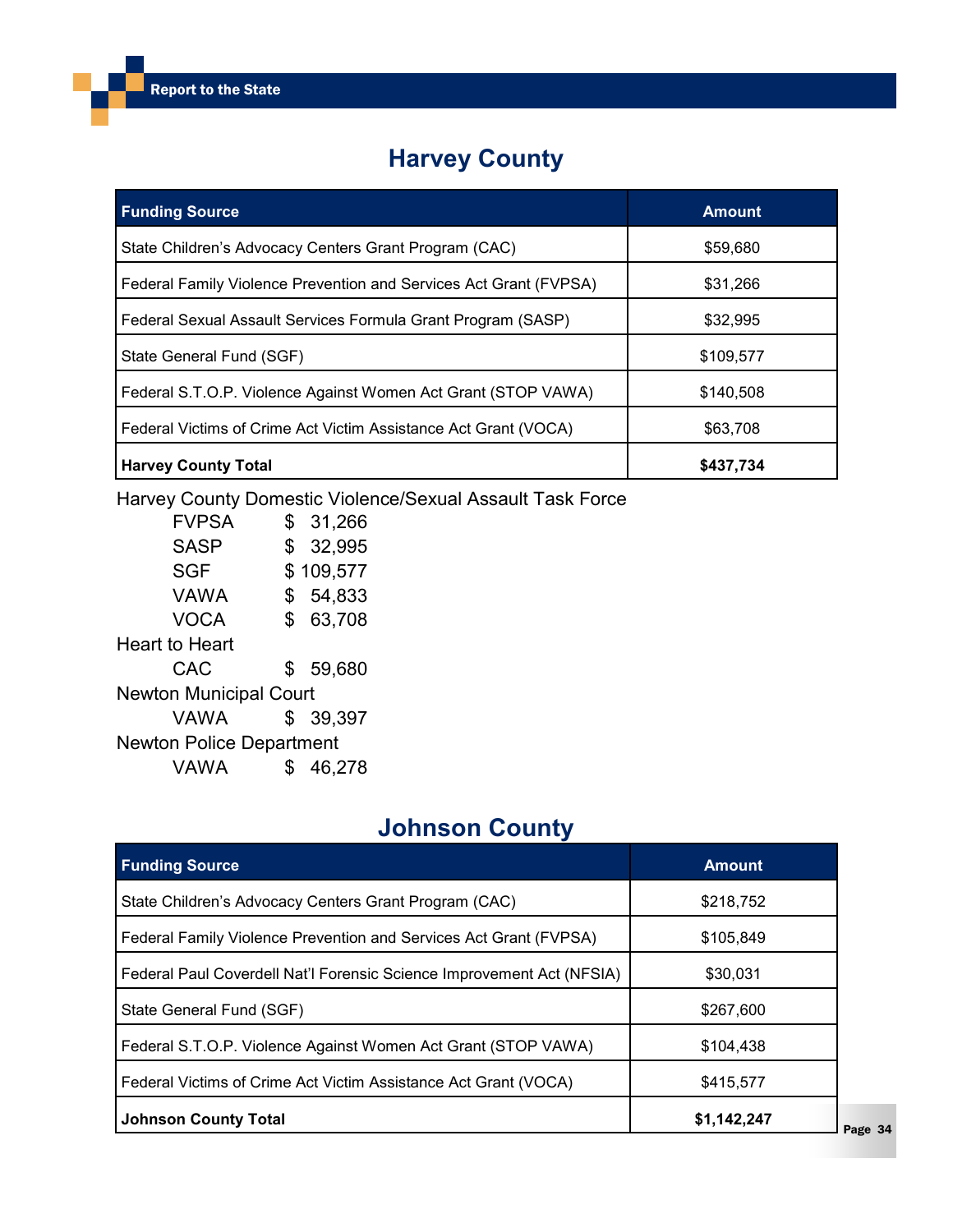## Harvey County

| Funding Source | Amount |
|---|---|
| State Children's Advocacy Centers Grant Program (CAC) | $59,680 |
| Federal Family Violence Prevention and Services Act Grant (FVPSA) | $31,266 |
| Federal Sexual Assault Services Formula Grant Program (SASP) | $32,995 |
| State General Fund (SGF) | $109,577 |
| Federal S.T.O.P. Violence Against Women Act Grant (STOP VAWA) | $140,508 |
| Federal Victims of Crime Act Victim Assistance Act Grant (VOCA) | $63,708 |
| **Harvey County Total** | **$437,734** |

Harvey County Domestic Violence/Sexual Assault Task Force
- FVPSA $ 31,266
- SASP $ 32,995
- SGF $ 109,577
- VAWA $ 54,833
- VOCA $ 63,708

Heart to Heart
- CAC $ 59,680

Newton Municipal Court
- VAWA $ 39,397

Newton Police Department
- VAWA $ 46,278

## Johnson County

| Funding Source | Amount |
|---|---|
| State Children's Advocacy Centers Grant Program (CAC) | $218,752 |
| Federal Family Violence Prevention and Services Act Grant (FVPSA) | $105,849 |
| Federal Paul Coverdell Nat'l Forensic Science Improvement Act (NFSIA) | $30,031 |
| State General Fund (SGF) | $267,600 |
| Federal S.T.O.P. Violence Against Women Act Grant (STOP VAWA) | $104,438 |
| Federal Victims of Crime Act Victim Assistance Act Grant (VOCA) | $415,577 |
| **Johnson County Total** | **$1,142,247** |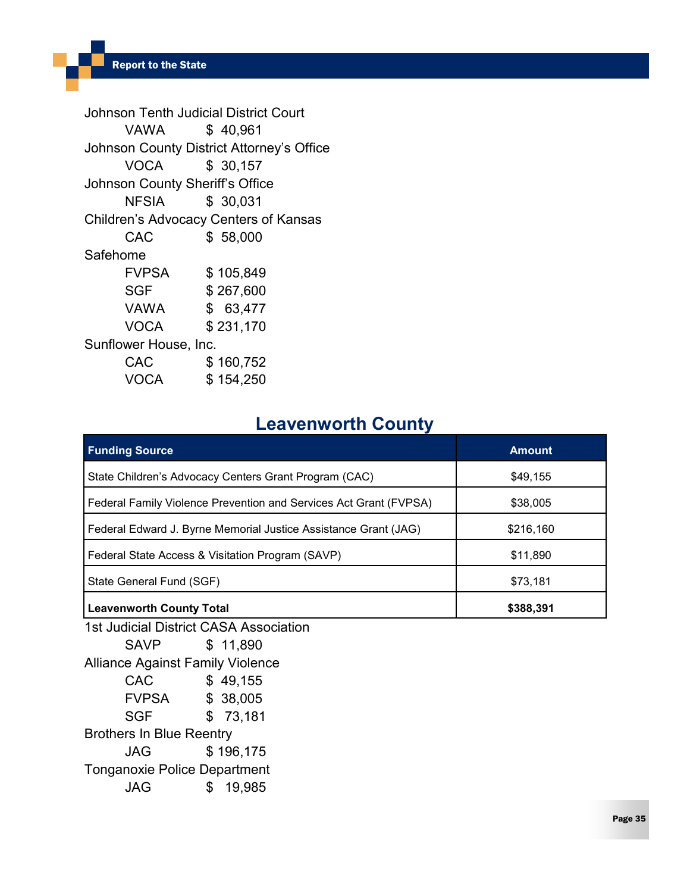Johnson Tenth Judicial District Court

VAWA $ 40,961

Johnson County District Attorney's Office

VOCA $ 30,157

Johnson County Sheriff's Office

NFSIA $ 30,031

Children's Advocacy Centers of Kansas

CAC $ 58,000

Safehome

FVPSA $ 105,849
SGF $ 267,600
VAWA $ 63,477
VOCA $ 231,170

Sunflower House, Inc.

CAC $ 160,752
VOCA $ 154,250

## Leavenworth County

| Funding Source | Amount |
|---|---|
| State Children's Advocacy Centers Grant Program (CAC) | $49,155 |
| Federal Family Violence Prevention and Services Act Grant (FVPSA) | $38,005 |
| Federal Edward J. Byrne Memorial Justice Assistance Grant (JAG) | $216,160 |
| Federal State Access & Visitation Program (SAVP) | $11,890 |
| State General Fund (SGF) | $73,181 |
| **Leavenworth County Total** | **$388,391** |

1st Judicial District CASA Association

SAVP $ 11,890

Alliance Against Family Violence

CAC $ 49,155
FVPSA $ 38,005
SGF $ 73,181

Brothers In Blue Reentry

JAG $ 196,175

Tonganoxie Police Department

JAG $ 19,985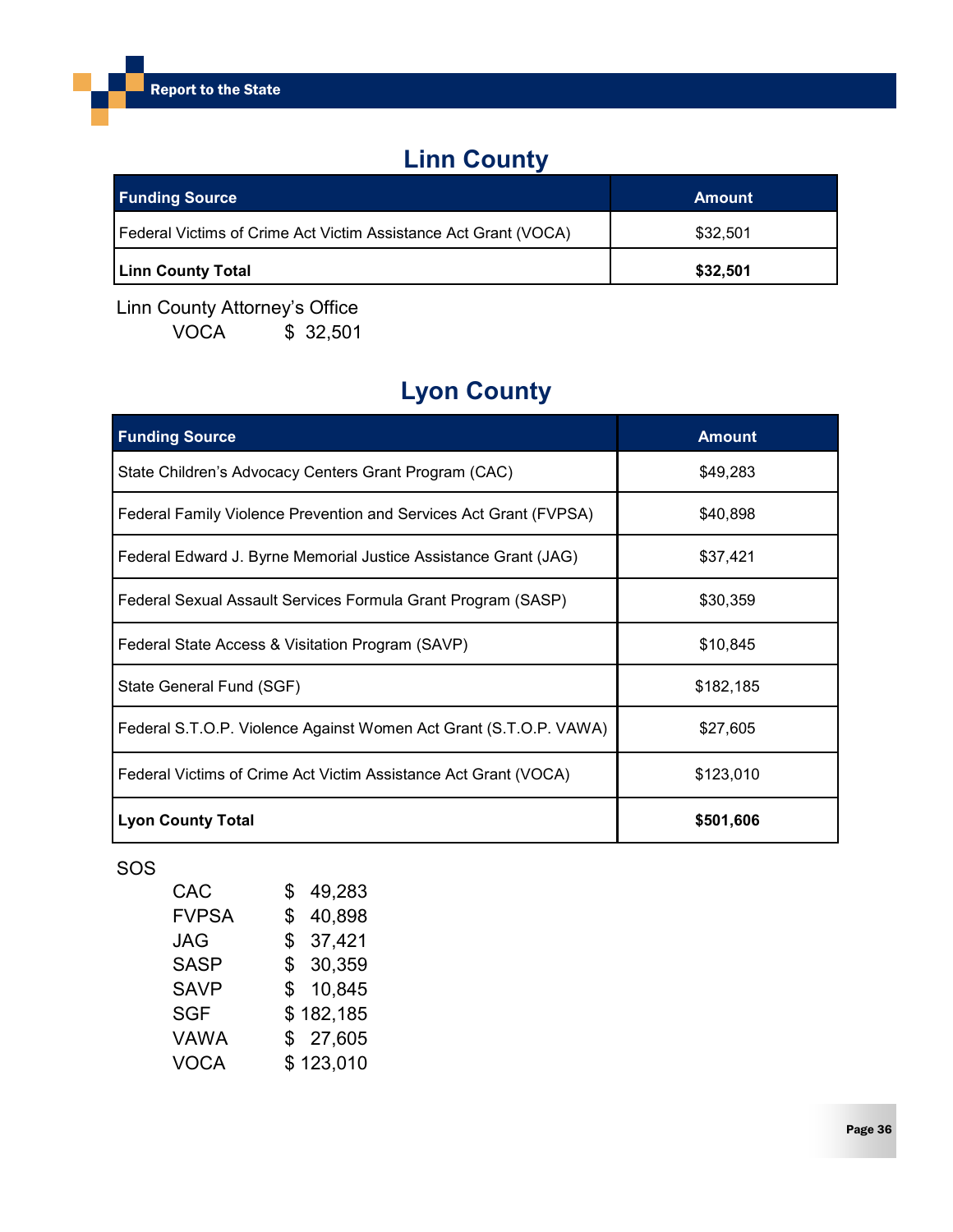## Linn County

| Funding Source | Amount |
|---|---|
| Federal Victims of Crime Act Victim Assistance Act Grant (VOCA) | $32,501 |
| **Linn County Total** | **$32,501** |

Linn County Attorney's Office

VOCA $ 32,501

## Lyon County

| Funding Source | Amount |
|---|---|
| State Children's Advocacy Centers Grant Program (CAC) | $49,283 |
| Federal Family Violence Prevention and Services Act Grant (FVPSA) | $40,898 |
| Federal Edward J. Byrne Memorial Justice Assistance Grant (JAG) | $37,421 |
| Federal Sexual Assault Services Formula Grant Program (SASP) | $30,359 |
| Federal State Access & Visitation Program (SAVP) | $10,845 |
| State General Fund (SGF) | $182,185 |
| Federal S.T.O.P. Violence Against Women Act Grant (S.T.O.P. VAWA) | $27,605 |
| Federal Victims of Crime Act Victim Assistance Act Grant (VOCA) | $123,010 |
| **Lyon County Total** | **$501,606** |

SOS

| | |
|---|---|
| CAC | $ 49,283 |
| FVPSA | $ 40,898 |
| JAG | $ 37,421 |
| SASP | $ 30,359 |
| SAVP | $ 10,845 |
| SGF | $ 182,185 |
| VAWA | $ 27,605 |
| VOCA | $ 123,010 |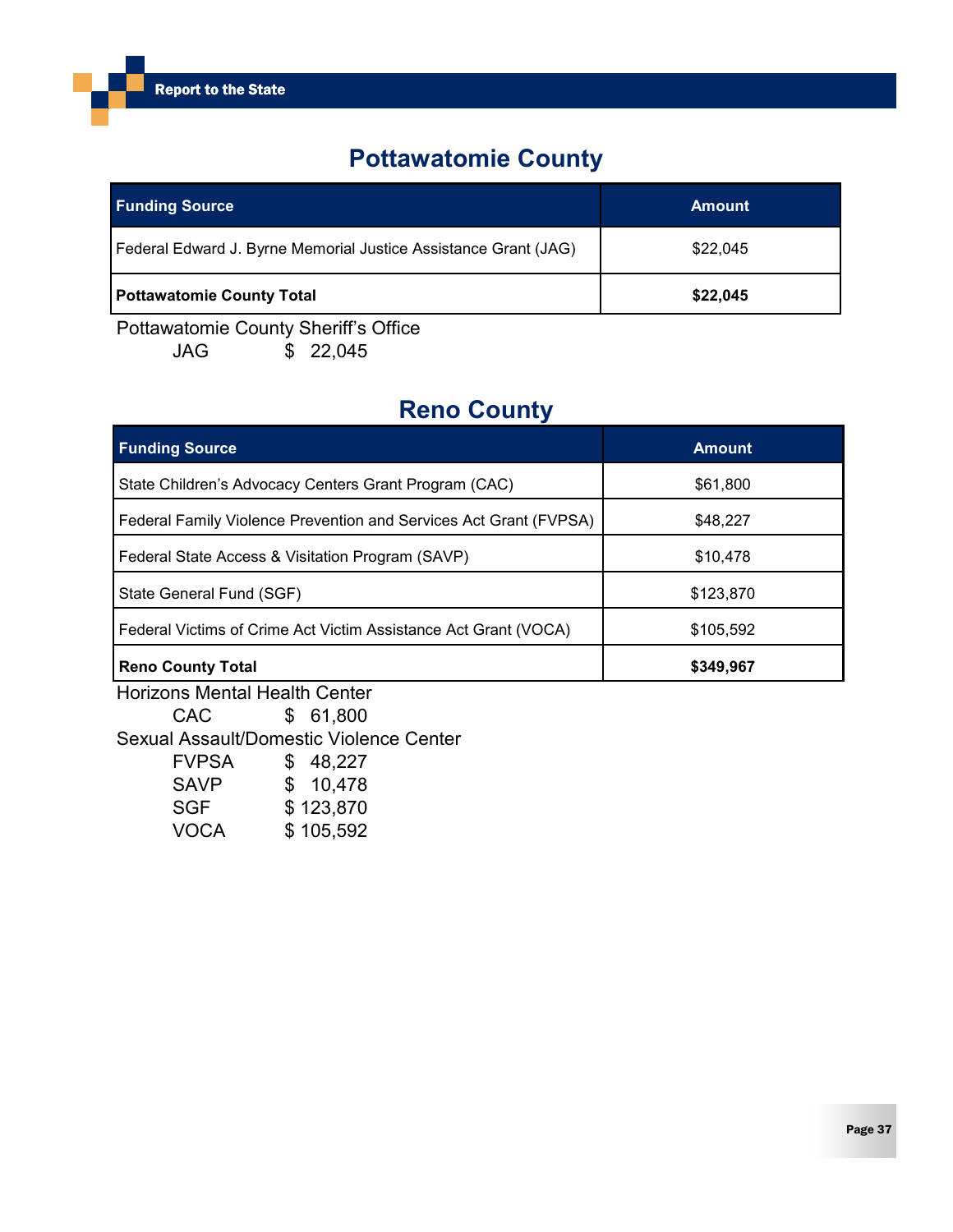## Pottawatomie County

| Funding Source | Amount |
|---|---|
| Federal Edward J. Byrne Memorial Justice Assistance Grant (JAG) | $22,045 |
| **Pottawatomie County Total** | **$22,045** |

Pottawatomie County Sheriff's Office
- JAG $ 22,045

## Reno County

| Funding Source | Amount |
|---|---|
| State Children's Advocacy Centers Grant Program (CAC) | $61,800 |
| Federal Family Violence Prevention and Services Act Grant (FVPSA) | $48,227 |
| Federal State Access & Visitation Program (SAVP) | $10,478 |
| State General Fund (SGF) | $123,870 |
| Federal Victims of Crime Act Victim Assistance Act Grant (VOCA) | $105,592 |
| **Reno County Total** | **$349,967** |

Horizons Mental Health Center
- CAC $ 61,800

Sexual Assault/Domestic Violence Center
- FVPSA $ 48,227
- SAVP $ 10,478
- SGF $ 123,870
- VOCA $ 105,592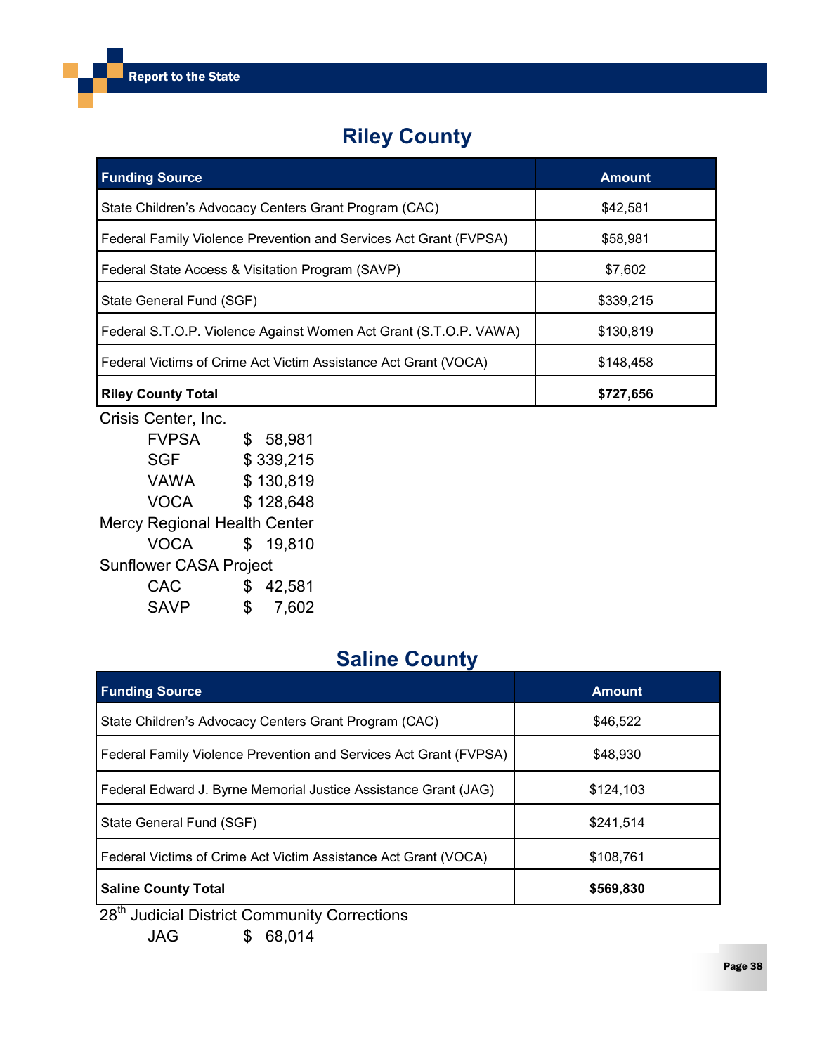## Riley County

| Funding Source | Amount |
|---|---|
| State Children's Advocacy Centers Grant Program (CAC) | $42,581 |
| Federal Family Violence Prevention and Services Act Grant (FVPSA) | $58,981 |
| Federal State Access & Visitation Program (SAVP) | $7,602 |
| State General Fund (SGF) | $339,215 |
| Federal S.T.O.P. Violence Against Women Act Grant (S.T.O.P. VAWA) | $130,819 |
| Federal Victims of Crime Act Victim Assistance Act Grant (VOCA) | $148,458 |
| **Riley County Total** | **$727,656** |

Crisis Center, Inc.

- FVPSA $ 58,981
- SGF $ 339,215
- VAWA $ 130,819
- VOCA $ 128,648

Mercy Regional Health Center

- VOCA $ 19,810

Sunflower CASA Project

- CAC $ 42,581
- SAVP $ 7,602

## Saline County

| Funding Source | Amount |
|---|---|
| State Children's Advocacy Centers Grant Program (CAC) | $46,522 |
| Federal Family Violence Prevention and Services Act Grant (FVPSA) | $48,930 |
| Federal Edward J. Byrne Memorial Justice Assistance Grant (JAG) | $124,103 |
| State General Fund (SGF) | $241,514 |
| Federal Victims of Crime Act Victim Assistance Act Grant (VOCA) | $108,761 |
| **Saline County Total** | **$569,830** |

28th Judicial District Community Corrections

- JAG $ 68,014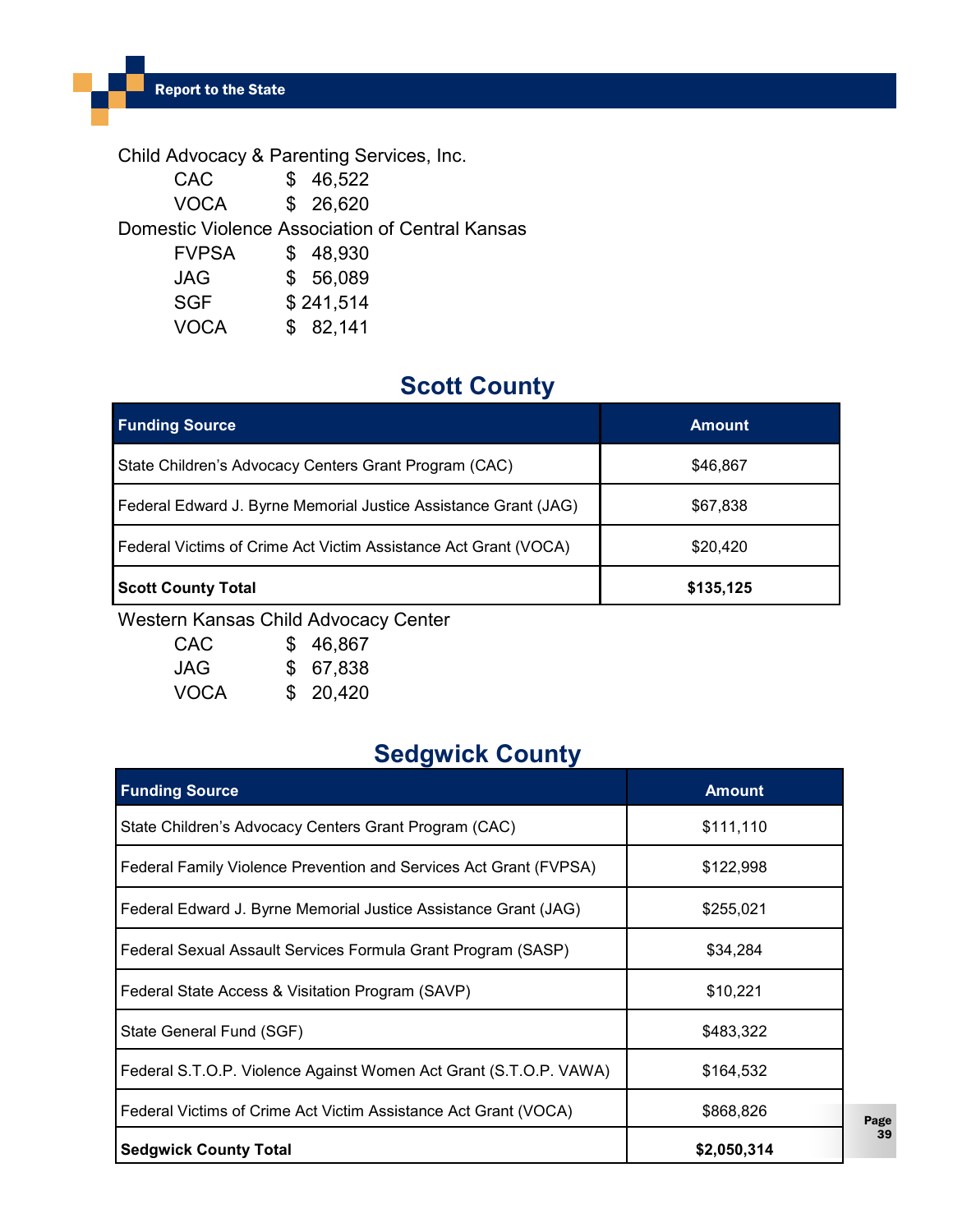Child Advocacy & Parenting Services, Inc.

- CAC $ 46,522
- VOCA $ 26,620

Domestic Violence Association of Central Kansas

- FVPSA $ 48,930
- JAG $ 56,089
- SGF $ 241,514
- VOCA $ 82,141

## Scott County

| Funding Source | Amount |
|---|---|
| State Children's Advocacy Centers Grant Program (CAC) | $46,867 |
| Federal Edward J. Byrne Memorial Justice Assistance Grant (JAG) | $67,838 |
| Federal Victims of Crime Act Victim Assistance Act Grant (VOCA) | $20,420 |
| **Scott County Total** | **$135,125** |

Western Kansas Child Advocacy Center

- CAC $ 46,867
- JAG $ 67,838
- VOCA $ 20,420

## Sedgwick County

| Funding Source | Amount |
|---|---|
| State Children's Advocacy Centers Grant Program (CAC) | $111,110 |
| Federal Family Violence Prevention and Services Act Grant (FVPSA) | $122,998 |
| Federal Edward J. Byrne Memorial Justice Assistance Grant (JAG) | $255,021 |
| Federal Sexual Assault Services Formula Grant Program (SASP) | $34,284 |
| Federal State Access & Visitation Program (SAVP) | $10,221 |
| State General Fund (SGF) | $483,322 |
| Federal S.T.O.P. Violence Against Women Act Grant (S.T.O.P. VAWA) | $164,532 |
| Federal Victims of Crime Act Victim Assistance Act Grant (VOCA) | $868,826 |
| **Sedgwick County Total** | **$2,050,314** |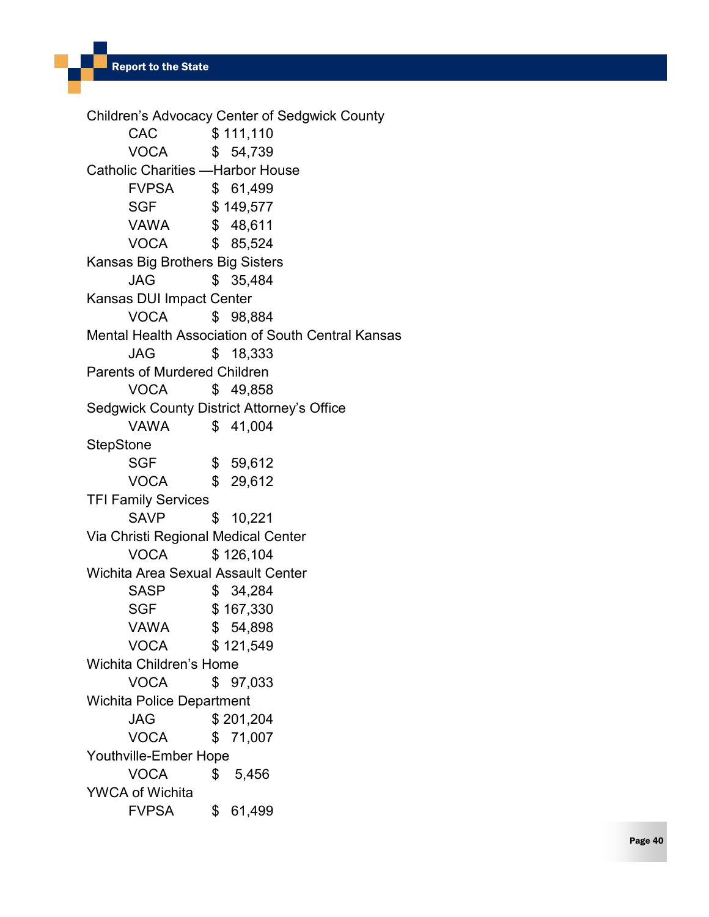Children's Advocacy Center of Sedgwick County

- CAC $ 111,110
- VOCA $ 54,739

Catholic Charities —Harbor House

- FVPSA $ 61,499
- SGF $ 149,577
- VAWA $ 48,611
- VOCA $ 85,524

Kansas Big Brothers Big Sisters

- JAG $ 35,484

Kansas DUI Impact Center

- VOCA $ 98,884

Mental Health Association of South Central Kansas

- JAG $ 18,333

Parents of Murdered Children

- VOCA $ 49,858

Sedgwick County District Attorney's Office

- VAWA $ 41,004

StepStone

- SGF $ 59,612
- VOCA $ 29,612

TFI Family Services

- SAVP $ 10,221

Via Christi Regional Medical Center

- VOCA $ 126,104

Wichita Area Sexual Assault Center

- SASP $ 34,284
- SGF $ 167,330
- VAWA $ 54,898
- VOCA $ 121,549

Wichita Children's Home

- VOCA $ 97,033

Wichita Police Department

- JAG $ 201,204
- VOCA $ 71,007

Youthville-Ember Hope

- VOCA $ 5,456

YWCA of Wichita

- FVPSA $ 61,499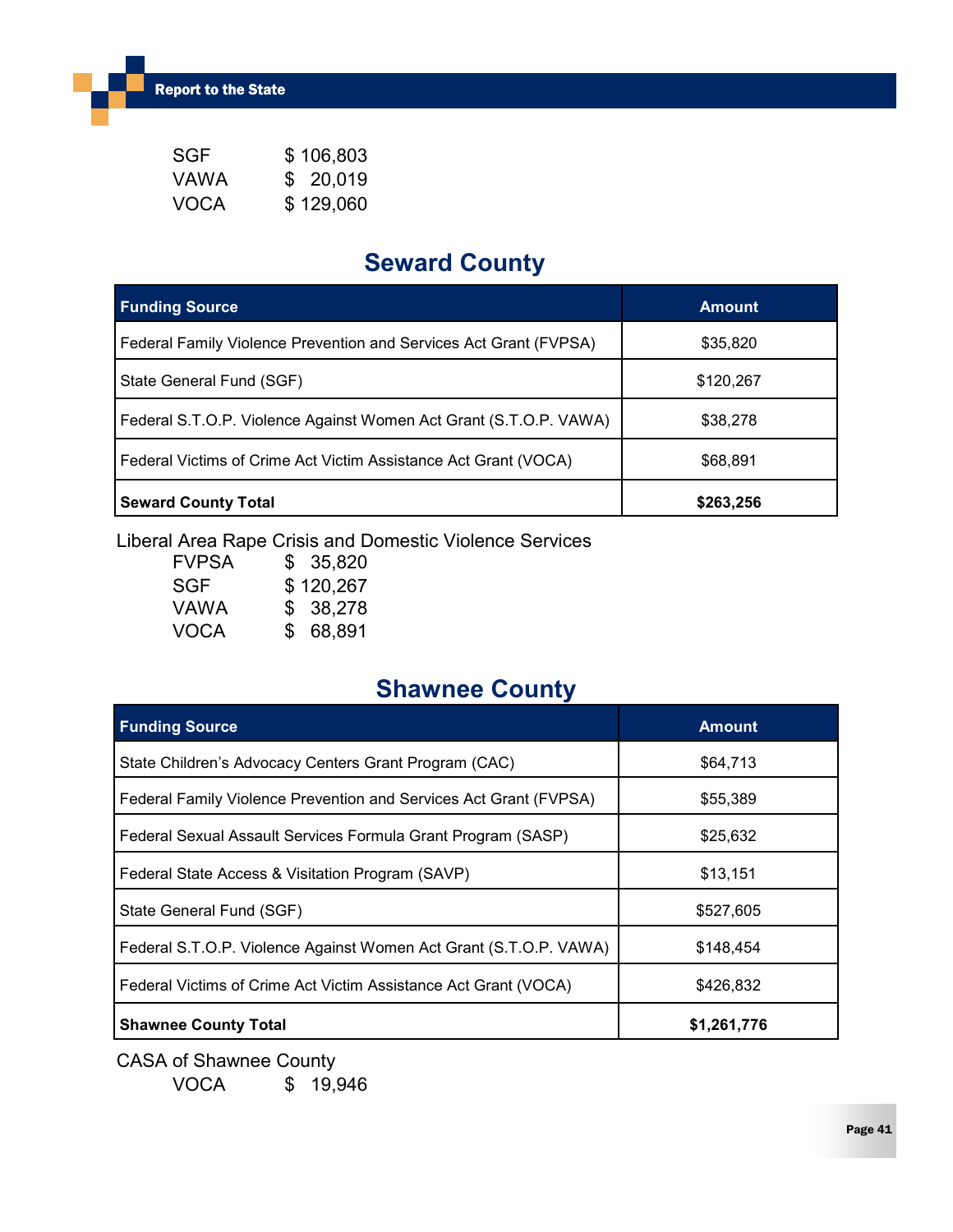SGF $ 106,803
VAWA $ 20,019
VOCA $ 129,060

## Seward County

| Funding Source | Amount |
|---|---|
| Federal Family Violence Prevention and Services Act Grant (FVPSA) | $35,820 |
| State General Fund (SGF) | $120,267 |
| Federal S.T.O.P. Violence Against Women Act Grant (S.T.O.P. VAWA) | $38,278 |
| Federal Victims of Crime Act Victim Assistance Act Grant (VOCA) | $68,891 |
| **Seward County Total** | **$263,256** |

Liberal Area Rape Crisis and Domestic Violence Services

FVPSA $ 35,820
SGF $ 120,267
VAWA $ 38,278
VOCA $ 68,891

## Shawnee County

| Funding Source | Amount |
|---|---|
| State Children's Advocacy Centers Grant Program (CAC) | $64,713 |
| Federal Family Violence Prevention and Services Act Grant (FVPSA) | $55,389 |
| Federal Sexual Assault Services Formula Grant Program (SASP) | $25,632 |
| Federal State Access & Visitation Program (SAVP) | $13,151 |
| State General Fund (SGF) | $527,605 |
| Federal S.T.O.P. Violence Against Women Act Grant (S.T.O.P. VAWA) | $148,454 |
| Federal Victims of Crime Act Victim Assistance Act Grant (VOCA) | $426,832 |
| **Shawnee County Total** | **$1,261,776** |

CASA of Shawnee County

VOCA $ 19,946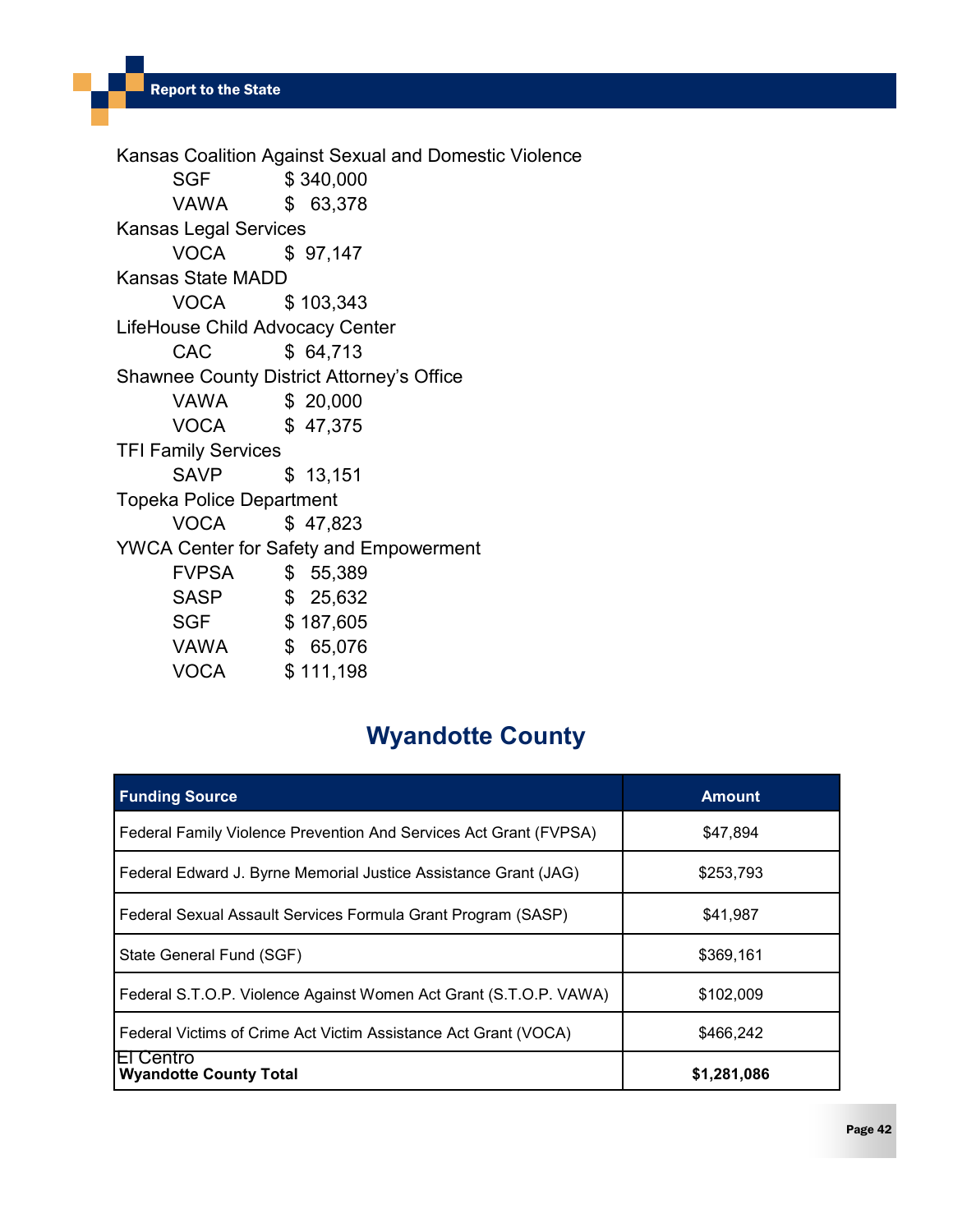Kansas Coalition Against Sexual and Domestic Violence

- SGF $ 340,000
- VAWA $ 63,378

Kansas Legal Services

- VOCA $ 97,147

Kansas State MADD

- VOCA $ 103,343

LifeHouse Child Advocacy Center

- CAC $ 64,713

Shawnee County District Attorney's Office

- VAWA $ 20,000
- VOCA $ 47,375

TFI Family Services

- SAVP $ 13,151

Topeka Police Department

- VOCA $ 47,823

YWCA Center for Safety and Empowerment

- FVPSA $ 55,389
- SASP $ 25,632
- SGF $ 187,605
- VAWA $ 65,076
- VOCA $ 111,198

## Wyandotte County

| Funding Source | Amount |
|---|---|
| Federal Family Violence Prevention And Services Act Grant (FVPSA) | $47,894 |
| Federal Edward J. Byrne Memorial Justice Assistance Grant (JAG) | $253,793 |
| Federal Sexual Assault Services Formula Grant Program (SASP) | $41,987 |
| State General Fund (SGF) | $369,161 |
| Federal S.T.O.P. Violence Against Women Act Grant (S.T.O.P. VAWA) | $102,009 |
| Federal Victims of Crime Act Victim Assistance Act Grant (VOCA) | $466,242 |
| El Centro **Wyandotte County Total** | **$1,281,086** |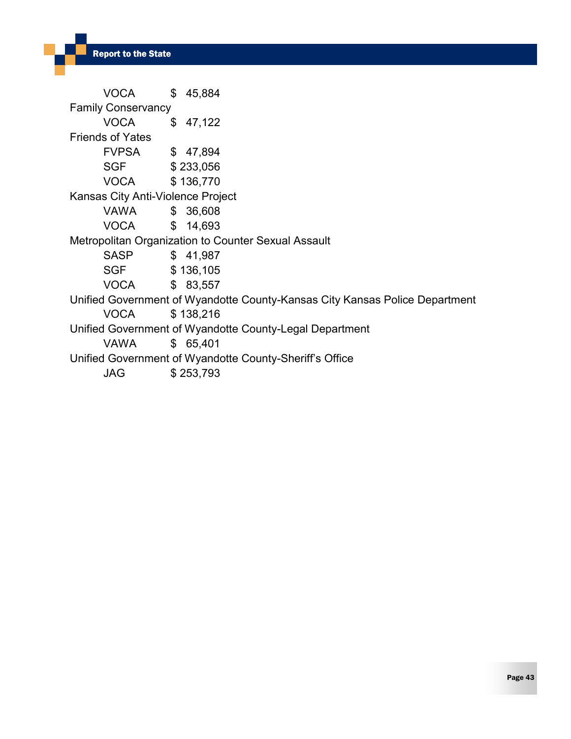VOCA $ 45,884

Family Conservancy

VOCA $ 47,122

Friends of Yates

FVPSA $ 47,894

SGF $ 233,056

VOCA $ 136,770

Kansas City Anti-Violence Project

VAWA $ 36,608

VOCA $ 14,693

Metropolitan Organization to Counter Sexual Assault

SASP $ 41,987

SGF $ 136,105

VOCA $ 83,557

Unified Government of Wyandotte County-Kansas City Kansas Police Department

VOCA $ 138,216

Unified Government of Wyandotte County-Legal Department

VAWA $ 65,401

Unified Government of Wyandotte County-Sheriff's Office

JAG $ 253,793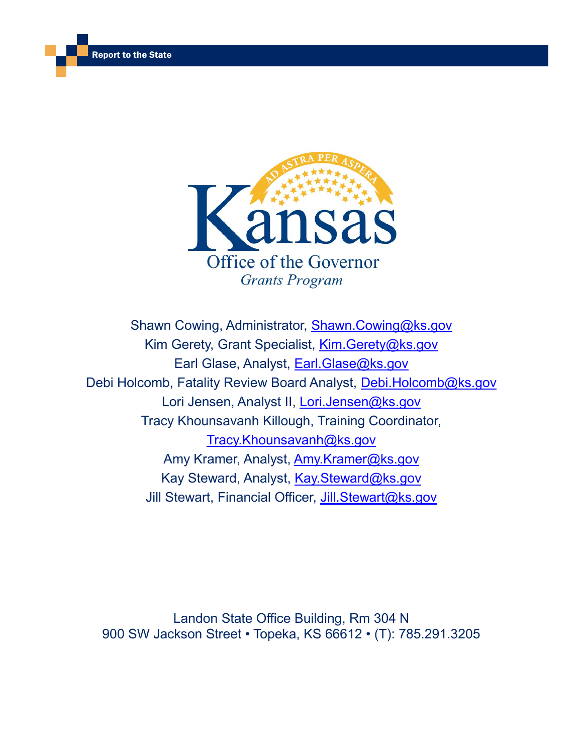Shawn Cowing, Administrator, Shawn.Cowing@ks.gov
Kim Gerety, Grant Specialist, Kim.Gerety@ks.gov
Earl Glase, Analyst, Earl.Glase@ks.gov
Debi Holcomb, Fatality Review Board Analyst, Debi.Holcomb@ks.gov
Lori Jensen, Analyst II, Lori.Jensen@ks.gov
Tracy Khounsavanh Killough, Training Coordinator, Tracy.Khounsavanh@ks.gov
Amy Kramer, Analyst, Amy.Kramer@ks.gov
Kay Steward, Analyst, Kay.Steward@ks.gov
Jill Stewart, Financial Officer, Jill.Stewart@ks.gov

Landon State Office Building, Rm 304 N
900 SW Jackson Street • Topeka, KS 66612 • (T): 785.291.3205